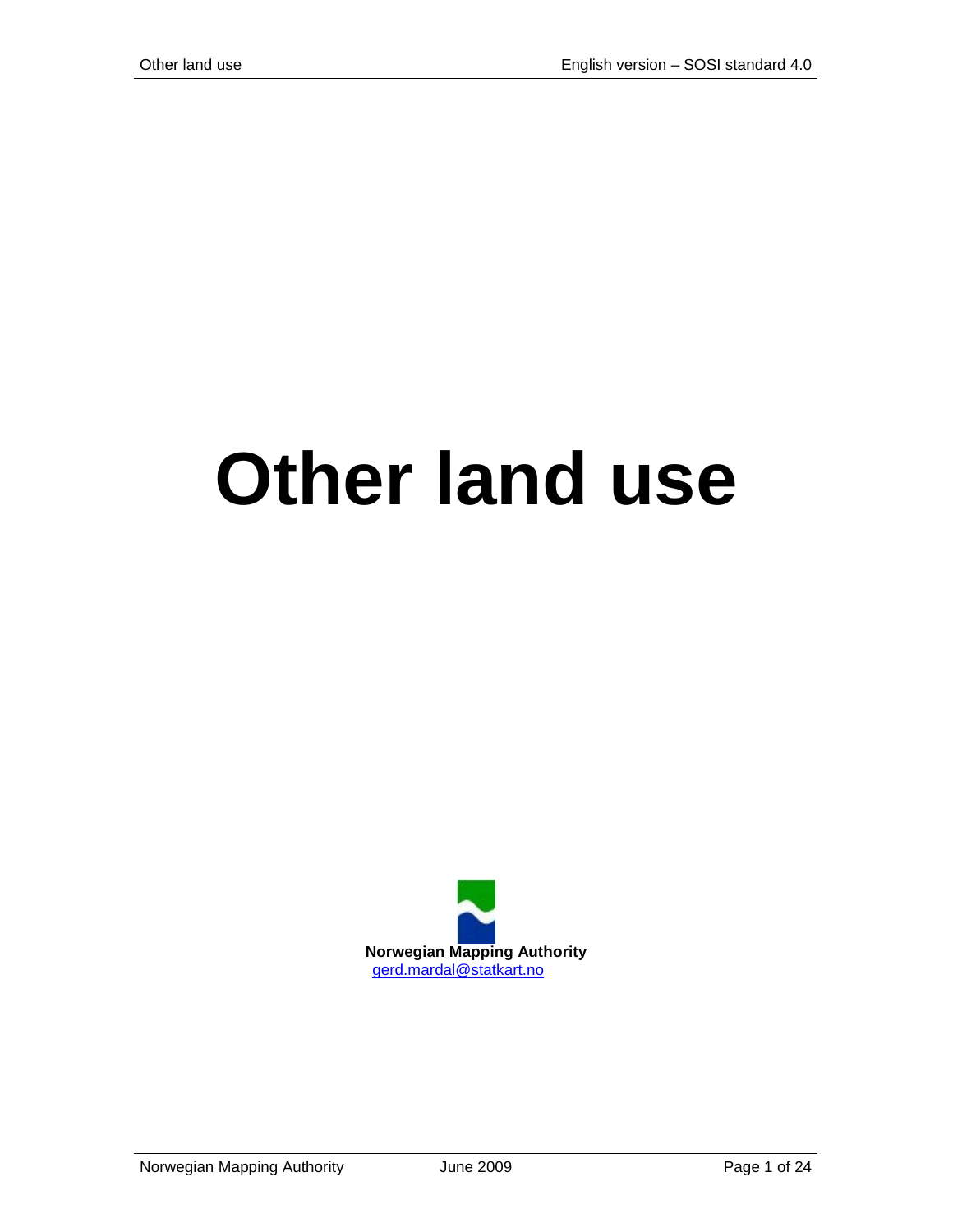# Other land use

**Norwegian Mapping Authority**
gerd.mardal@statkart.no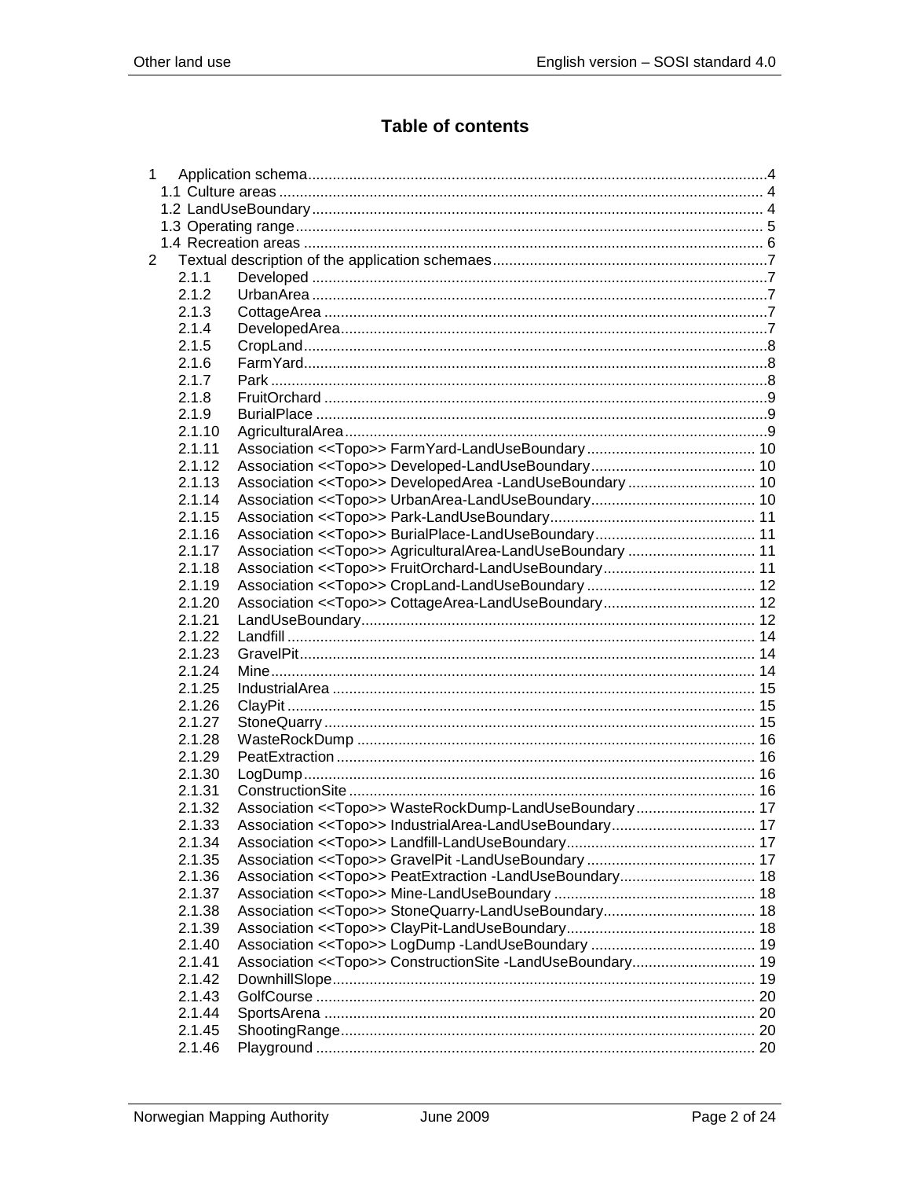# Table of contents

1 Application schema ... 4
- 1.1 Culture areas ... 4
- 1.2 LandUseBoundary ... 4
- 1.3 Operating range ... 5
- 1.4 Recreation areas ... 6

2 Textual description of the application schemaes ... 7
- 2.1.1 Developed ... 7
- 2.1.2 UrbanArea ... 7
- 2.1.3 CottageArea ... 7
- 2.1.4 DevelopedArea ... 7
- 2.1.5 CropLand ... 8
- 2.1.6 FarmYard ... 8
- 2.1.7 Park ... 8
- 2.1.8 FruitOrchard ... 9
- 2.1.9 BurialPlace ... 9
- 2.1.10 AgriculturalArea ... 9
- 2.1.11 Association <<Topo>> FarmYard-LandUseBoundary ... 10
- 2.1.12 Association <<Topo>> Developed-LandUseBoundary ... 10
- 2.1.13 Association <<Topo>> DevelopedArea -LandUseBoundary ... 10
- 2.1.14 Association <<Topo>> UrbanArea-LandUseBoundary ... 10
- 2.1.15 Association <<Topo>> Park-LandUseBoundary ... 11
- 2.1.16 Association <<Topo>> BurialPlace-LandUseBoundary ... 11
- 2.1.17 Association <<Topo>> AgriculturalArea-LandUseBoundary ... 11
- 2.1.18 Association <<Topo>> FruitOrchard-LandUseBoundary ... 11
- 2.1.19 Association <<Topo>> CropLand-LandUseBoundary ... 12
- 2.1.20 Association <<Topo>> CottageArea-LandUseBoundary ... 12
- 2.1.21 LandUseBoundary ... 12
- 2.1.22 Landfill ... 14
- 2.1.23 GravelPit ... 14
- 2.1.24 Mine ... 14
- 2.1.25 IndustrialArea ... 15
- 2.1.26 ClayPit ... 15
- 2.1.27 StoneQuarry ... 15
- 2.1.28 WasteRockDump ... 16
- 2.1.29 PeatExtraction ... 16
- 2.1.30 LogDump ... 16
- 2.1.31 ConstructionSite ... 16
- 2.1.32 Association <<Topo>> WasteRockDump-LandUseBoundary ... 17
- 2.1.33 Association <<Topo>> IndustrialArea-LandUseBoundary ... 17
- 2.1.34 Association <<Topo>> Landfill-LandUseBoundary ... 17
- 2.1.35 Association <<Topo>> GravelPit -LandUseBoundary ... 17
- 2.1.36 Association <<Topo>> PeatExtraction -LandUseBoundary ... 18
- 2.1.37 Association <<Topo>> Mine-LandUseBoundary ... 18
- 2.1.38 Association <<Topo>> StoneQuarry-LandUseBoundary ... 18
- 2.1.39 Association <<Topo>> ClayPit-LandUseBoundary ... 18
- 2.1.40 Association <<Topo>> LogDump -LandUseBoundary ... 19
- 2.1.41 Association <<Topo>> ConstructionSite -LandUseBoundary ... 19
- 2.1.42 DownhillSlope ... 19
- 2.1.43 GolfCourse ... 20
- 2.1.44 SportsArena ... 20
- 2.1.45 ShootingRange ... 20
- 2.1.46 Playground ... 20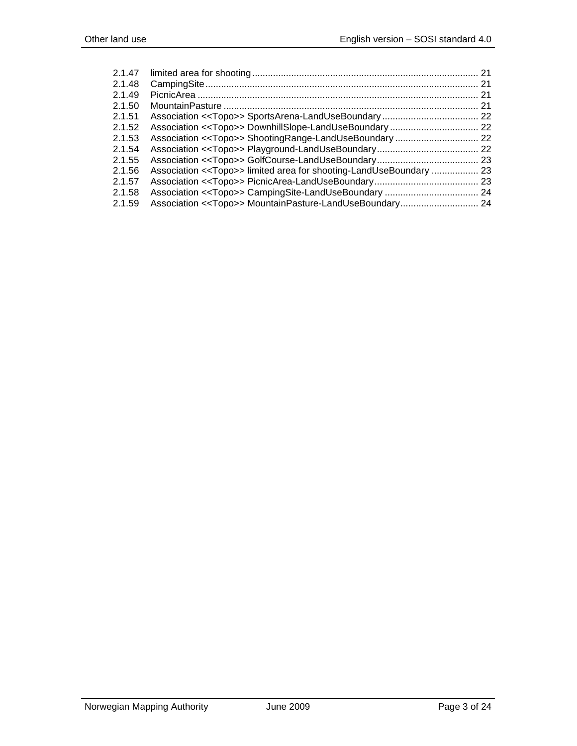2.1.47 limited area for shooting ........................................................................................ 21
2.1.48 CampingSite ......................................................................................................... 21
2.1.49 PicnicArea ............................................................................................................ 21
2.1.50 MountainPasture .................................................................................................. 21
2.1.51 Association <<Topo>> SportsArena-LandUseBoundary ...................................... 22
2.1.52 Association <<Topo>> DownhillSlope-LandUseBoundary ................................... 22
2.1.53 Association <<Topo>> ShootingRange-LandUseBoundary ................................. 22
2.1.54 Association <<Topo>> Playground-LandUseBoundary ........................................ 22
2.1.55 Association <<Topo>> GolfCourse-LandUseBoundary ........................................ 23
2.1.56 Association <<Topo>> limited area for shooting-LandUseBoundary .................. 23
2.1.57 Association <<Topo>> PicnicArea-LandUseBoundary ......................................... 23
2.1.58 Association <<Topo>> CampingSite-LandUseBoundary ..................................... 24
2.1.59 Association <<Topo>> MountainPasture-LandUseBoundary ............................... 24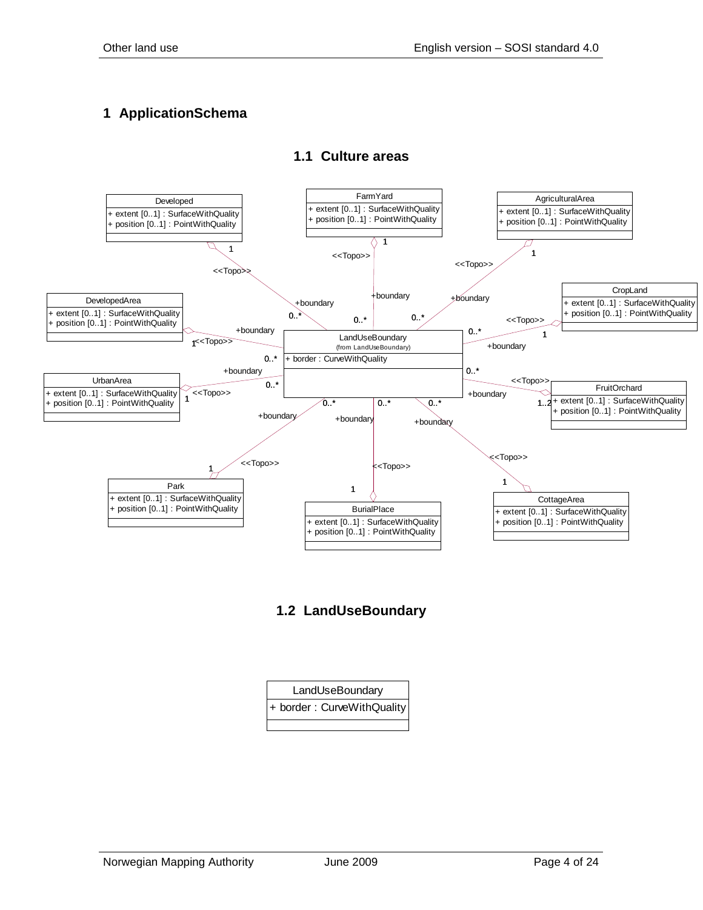# 1 ApplicationSchema

## 1.1 Culture areas

Developed
+ extent [0..1] : SurfaceWithQuality
+ position [0..1] : PointWithQuality

FarmYard
+ extent [0..1] : SurfaceWithQuality
+ position [0..1] : PointWithQuality

AgriculturalArea
+ extent [0..1] : SurfaceWithQuality
+ position [0..1] : PointWithQuality

CropLand
+ extent [0..1] : SurfaceWithQuality
+ position [0..1] : PointWithQuality

DevelopedArea
+ extent [0..1] : SurfaceWithQuality
+ position [0..1] : PointWithQuality

LandUseBoundary
(from LandUseBoundary)
+ border : CurveWithQuality

UrbanArea
+ extent [0..1] : SurfaceWithQuality
+ position [0..1] : PointWithQuality

FruitOrchard
+ extent [0..1] : SurfaceWithQuality
+ position [0..1] : PointWithQuality

Park
+ extent [0..1] : SurfaceWithQuality
+ position [0..1] : PointWithQuality

BurialPlace
+ extent [0..1] : SurfaceWithQuality
+ position [0..1] : PointWithQuality

CottageArea
+ extent [0..1] : SurfaceWithQuality
+ position [0..1] : PointWithQuality

<<Topo>> +boundary 0..* / 1 (FruitOrchard: 1..2)

## 1.2 LandUseBoundary

LandUseBoundary
+ border : CurveWithQuality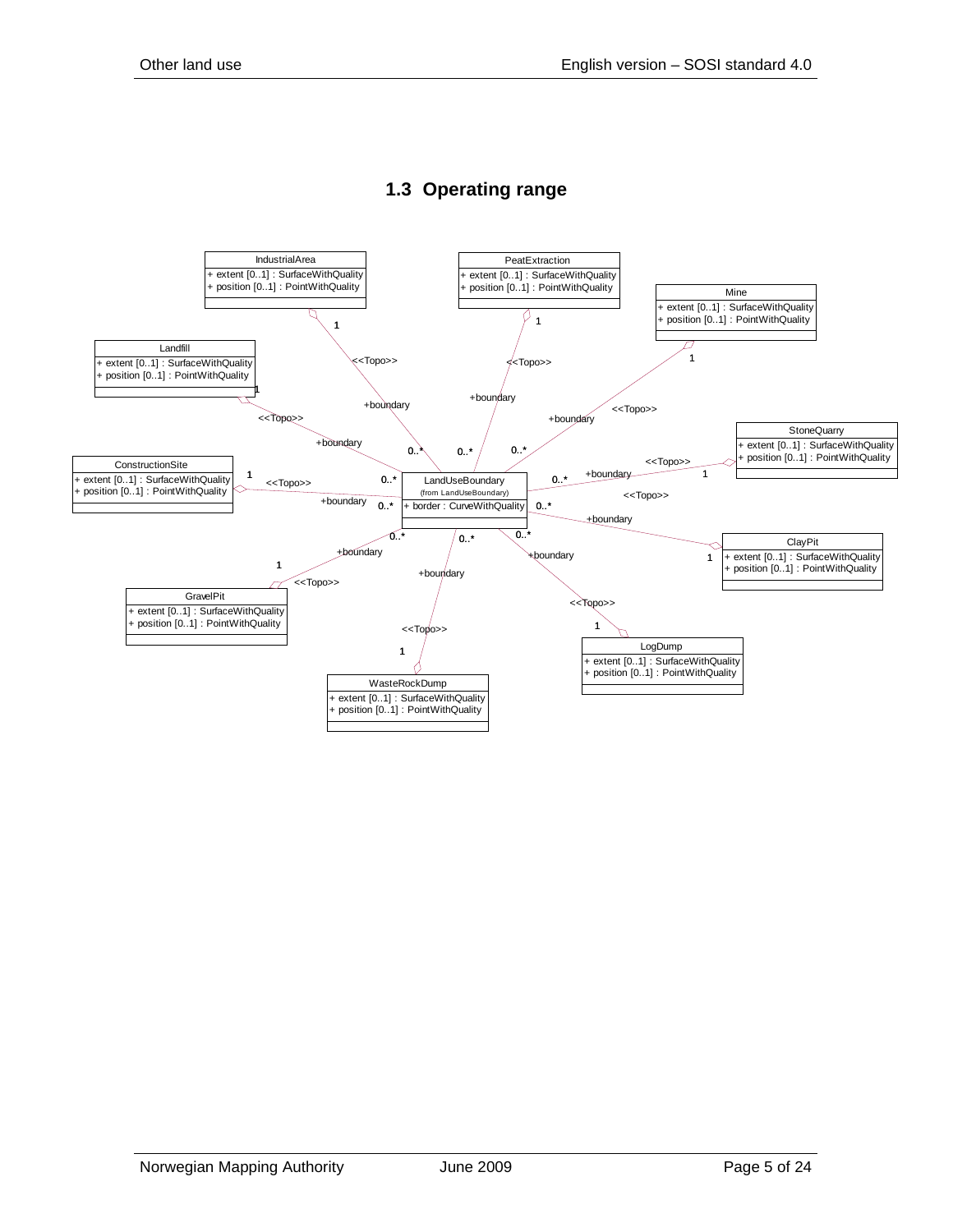## 1.3 Operating range

**LandUseBoundary** (from LandUseBoundary)
+ border : CurveWithQuality

**IndustrialArea**
+ extent [0..1] : SurfaceWithQuality
+ position [0..1] : PointWithQuality

**PeatExtraction**
+ extent [0..1] : SurfaceWithQuality
+ position [0..1] : PointWithQuality

**Mine**
+ extent [0..1] : SurfaceWithQuality
+ position [0..1] : PointWithQuality

**Landfill**
+ extent [0..1] : SurfaceWithQuality
+ position [0..1] : PointWithQuality

**StoneQuarry**
+ extent [0..1] : SurfaceWithQuality
+ position [0..1] : PointWithQuality

**ConstructionSite**
+ extent [0..1] : SurfaceWithQuality
+ position [0..1] : PointWithQuality

**ClayPit**
+ extent [0..1] : SurfaceWithQuality
+ position [0..1] : PointWithQuality

**GravelPit**
+ extent [0..1] : SurfaceWithQuality
+ position [0..1] : PointWithQuality

**LogDump**
+ extent [0..1] : SurfaceWithQuality
+ position [0..1] : PointWithQuality

**WasteRockDump**
+ extent [0..1] : SurfaceWithQuality
+ position [0..1] : PointWithQuality

Each of IndustrialArea, PeatExtraction, Mine, Landfill, StoneQuarry, ConstructionSite, ClayPit, GravelPit, LogDump and WasteRockDump (1) is associated with LandUseBoundary (0..*) through a <<Topo>> aggregation with role +boundary.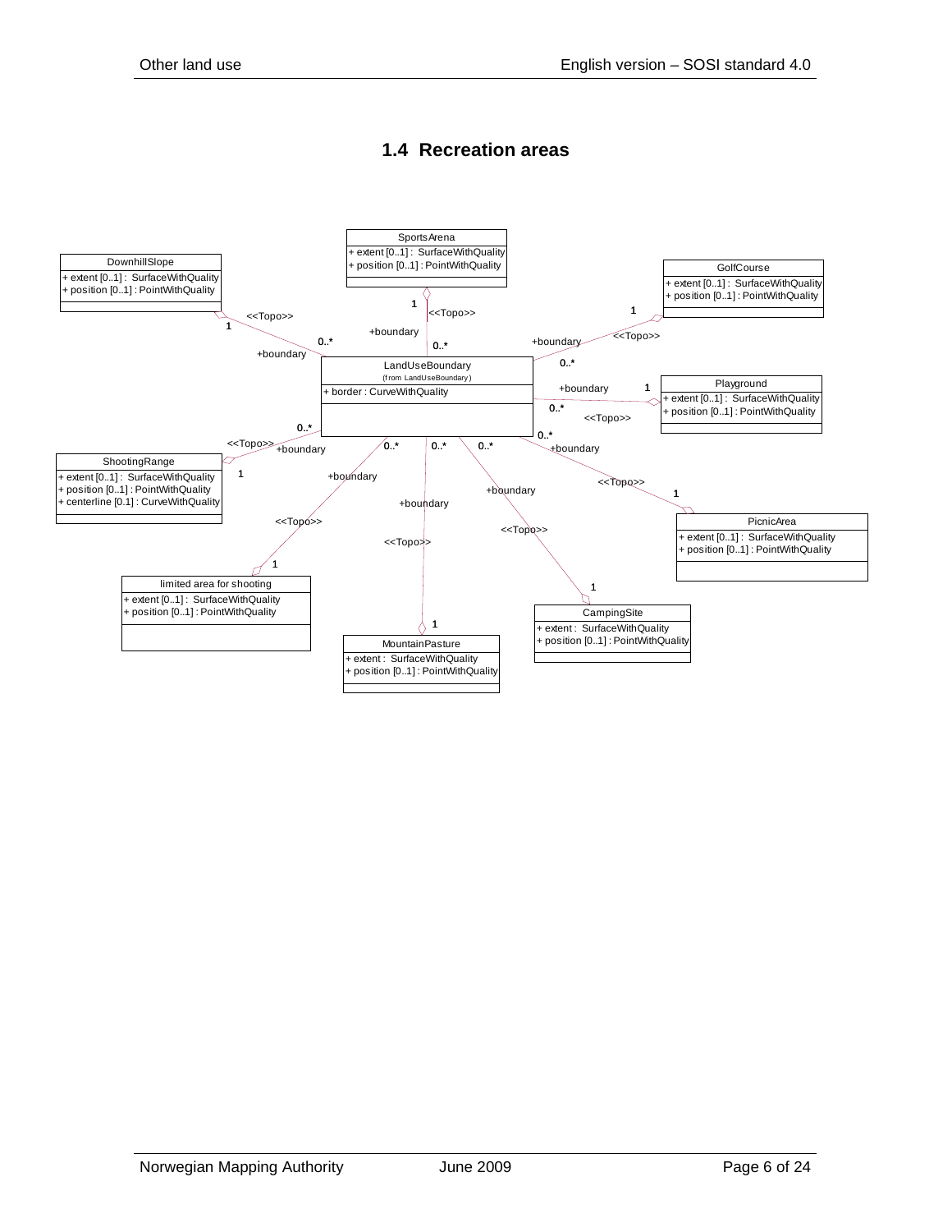## 1.4 Recreation areas

SportsArena
+ extent [0..1] : SurfaceWithQuality
+ position [0..1] : PointWithQuality

DownhillSlope
+ extent [0..1] : SurfaceWithQuality
+ position [0..1] : PointWithQuality

GolfCourse
+ extent [0..1] : SurfaceWithQuality
+ position [0..1] : PointWithQuality

LandUseBoundary
(from LandUseBoundary)
+ border : CurveWithQuality

Playground
+ extent [0..1] : SurfaceWithQuality
+ position [0..1] : PointWithQuality

ShootingRange
+ extent [0..1] : SurfaceWithQuality
+ position [0..1] : PointWithQuality
+ centerline [0.1] : CurveWithQuality

PicnicArea
+ extent [0..1] : SurfaceWithQuality
+ position [0..1] : PointWithQuality

limited area for shooting
+ extent [0..1] : SurfaceWithQuality
+ position [0..1] : PointWithQuality

CampingSite
+ extent : SurfaceWithQuality
+ position [0..1] : PointWithQuality

MountainPasture
+ extent : SurfaceWithQuality
+ position [0..1] : PointWithQuality

<<Topo>> 1 — 0..* +boundary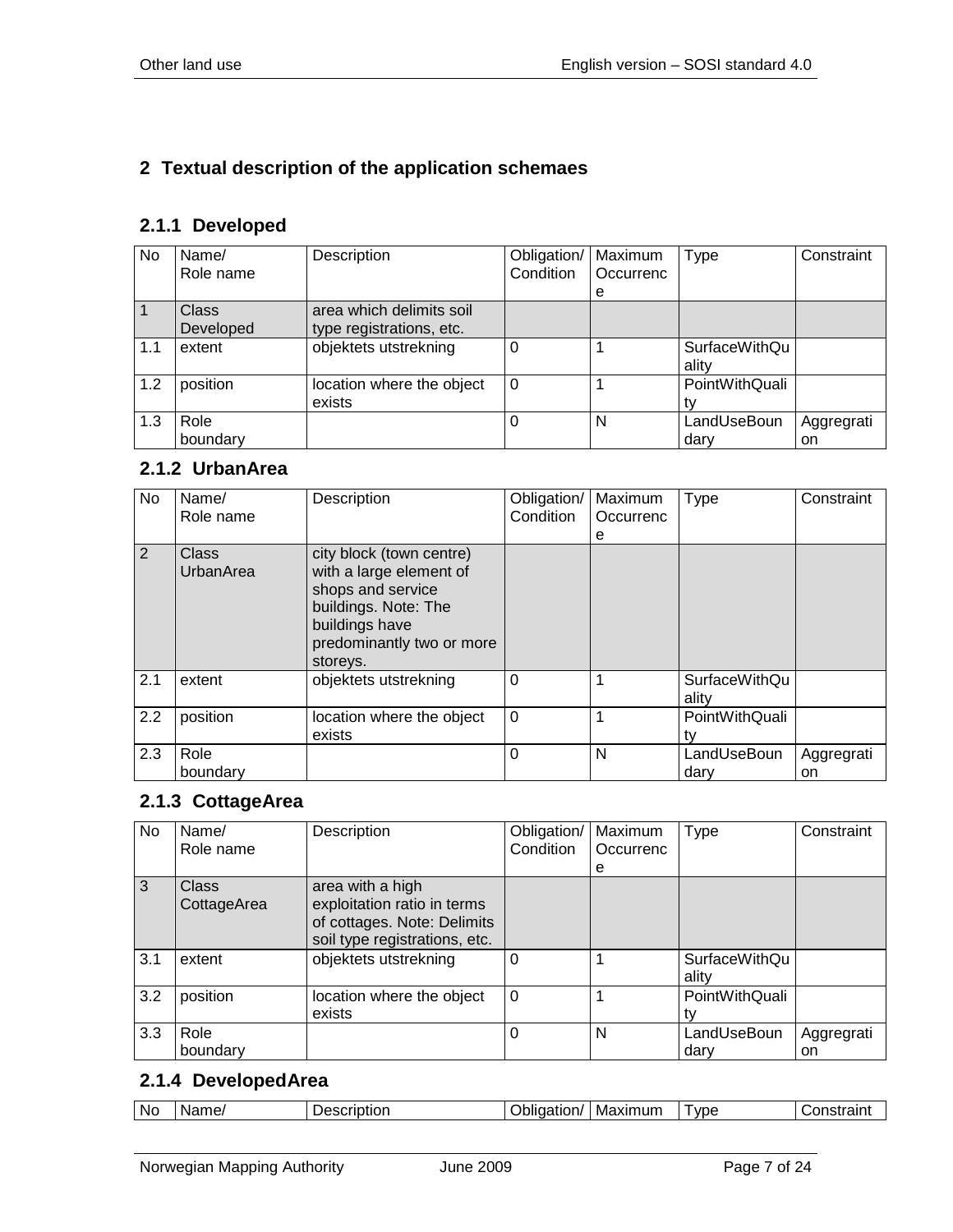## 2 Textual description of the application schemaes

### 2.1.1 Developed

| No | Name/ Role name | Description | Obligation/ Condition | Maximum Occurrence | Type | Constraint |
|---|---|---|---|---|---|---|
| 1 | Class Developed | area which delimits soil type registrations, etc. | | | | |
| 1.1 | extent | objektets utstrekning | 0 | 1 | SurfaceWithQuality | |
| 1.2 | position | location where the object exists | 0 | 1 | PointWithQuality | |
| 1.3 | Role boundary | | 0 | N | LandUseBoundary | Aggregration |

### 2.1.2 UrbanArea

| No | Name/ Role name | Description | Obligation/ Condition | Maximum Occurrence | Type | Constraint |
|---|---|---|---|---|---|---|
| 2 | Class UrbanArea | city block (town centre) with a large element of shops and service buildings. Note: The buildings have predominantly two or more storeys. | | | | |
| 2.1 | extent | objektets utstrekning | 0 | 1 | SurfaceWithQuality | |
| 2.2 | position | location where the object exists | 0 | 1 | PointWithQuality | |
| 2.3 | Role boundary | | 0 | N | LandUseBoundary | Aggregration |

### 2.1.3 CottageArea

| No | Name/ Role name | Description | Obligation/ Condition | Maximum Occurrence | Type | Constraint |
|---|---|---|---|---|---|---|
| 3 | Class CottageArea | area with a high exploitation ratio in terms of cottages. Note: Delimits soil type registrations, etc. | | | | |
| 3.1 | extent | objektets utstrekning | 0 | 1 | SurfaceWithQuality | |
| 3.2 | position | location where the object exists | 0 | 1 | PointWithQuality | |
| 3.3 | Role boundary | | 0 | N | LandUseBoundary | Aggregration |

### 2.1.4 DevelopedArea

| No | Name/ | Description | Obligation/ | Maximum | Type | Constraint |
|---|---|---|---|---|---|---|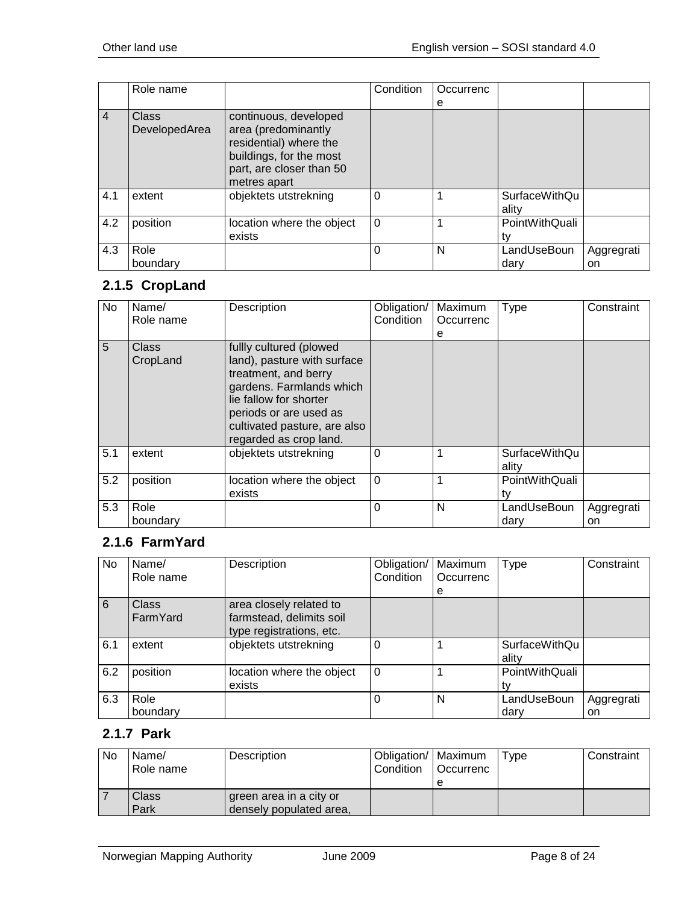| | Role name | | Condition | Occurrence | | |
|---|---|---|---|---|---|---|
| 4 | Class DevelopedArea | continuous, developed area (predominantly residential) where the buildings, for the most part, are closer than 50 metres apart | | | | |
| 4.1 | extent | objektets utstrekning | 0 | 1 | SurfaceWithQuality | |
| 4.2 | position | location where the object exists | 0 | 1 | PointWithQuality | |
| 4.3 | Role boundary | | 0 | N | LandUseBoundary | Aggregration |

### 2.1.5 CropLand

| No | Name/ Role name | Description | Obligation/ Condition | Maximum Occurrence | Type | Constraint |
|---|---|---|---|---|---|---|
| 5 | Class CropLand | fullly cultured (plowed land), pasture with surface treatment, and berry gardens. Farmlands which lie fallow for shorter periods or are used as cultivated pasture, are also regarded as crop land. | | | | |
| 5.1 | extent | objektets utstrekning | 0 | 1 | SurfaceWithQuality | |
| 5.2 | position | location where the object exists | 0 | 1 | PointWithQuality | |
| 5.3 | Role boundary | | 0 | N | LandUseBoundary | Aggregration |

### 2.1.6 FarmYard

| No | Name/ Role name | Description | Obligation/ Condition | Maximum Occurrence | Type | Constraint |
|---|---|---|---|---|---|---|
| 6 | Class FarmYard | area closely related to farmstead, delimits soil type registrations, etc. | | | | |
| 6.1 | extent | objektets utstrekning | 0 | 1 | SurfaceWithQuality | |
| 6.2 | position | location where the object exists | 0 | 1 | PointWithQuality | |
| 6.3 | Role boundary | | 0 | N | LandUseBoundary | Aggregration |

### 2.1.7 Park

| No | Name/ Role name | Description | Obligation/ Condition | Maximum Occurrence | Type | Constraint |
|---|---|---|---|---|---|---|
| 7 | Class Park | green area in a city or densely populated area, | | | | |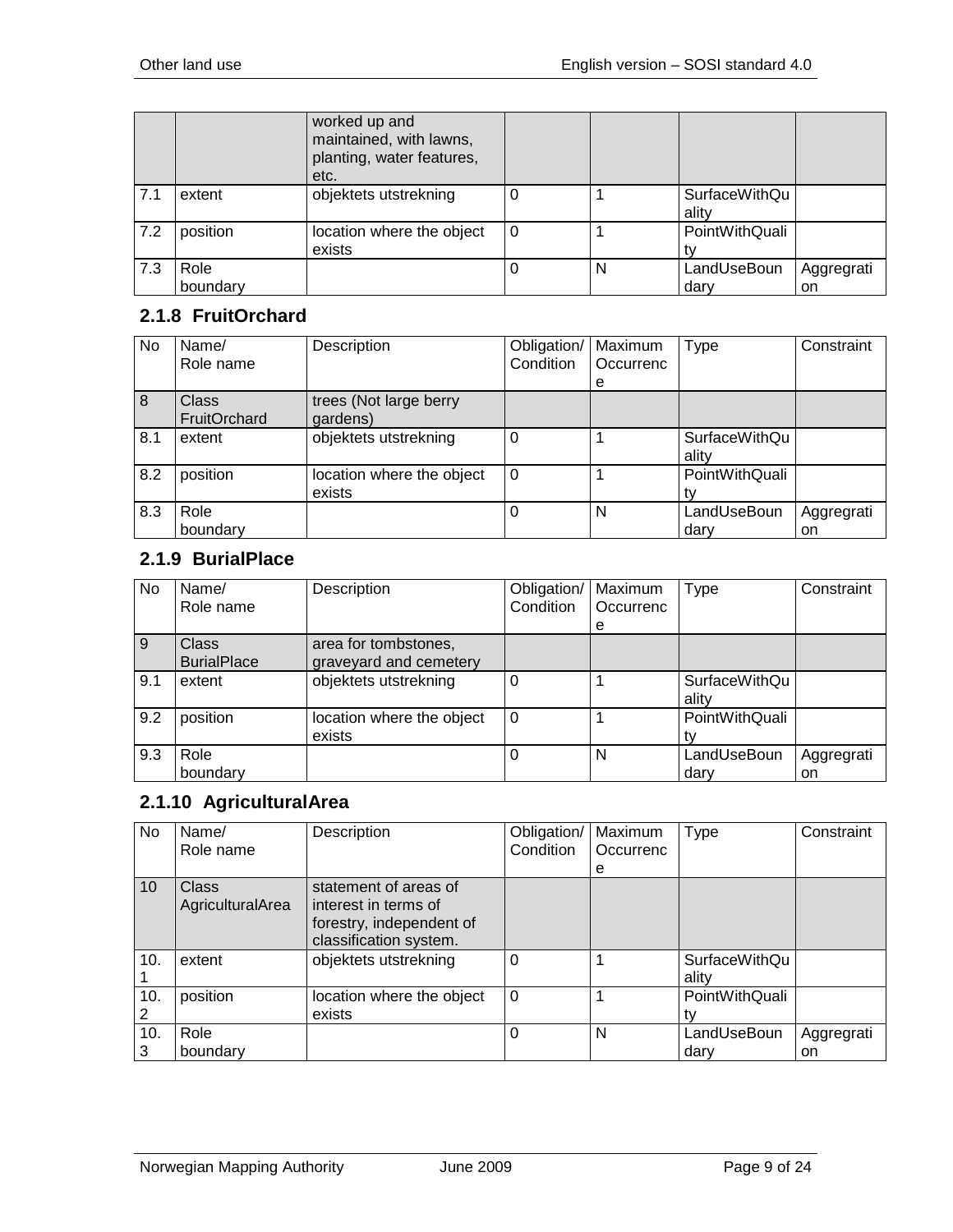|  |  | worked up and maintained, with lawns, planting, water features, etc. |  |  |  |  |
|---|---|---|---|---|---|---|
| 7.1 | extent | objektets utstrekning | 0 | 1 | SurfaceWithQuality |  |
| 7.2 | position | location where the object exists | 0 | 1 | PointWithQuality |  |
| 7.3 | Role boundary |  | 0 | N | LandUseBoundary | Aggregration |

### 2.1.8 FruitOrchard

| No | Name/ Role name | Description | Obligation/ Condition | Maximum Occurrence | Type | Constraint |
|---|---|---|---|---|---|---|
| 8 | Class FruitOrchard | trees (Not large berry gardens) |  |  |  |  |
| 8.1 | extent | objektets utstrekning | 0 | 1 | SurfaceWithQuality |  |
| 8.2 | position | location where the object exists | 0 | 1 | PointWithQuality |  |
| 8.3 | Role boundary |  | 0 | N | LandUseBoundary | Aggregration |

### 2.1.9 BurialPlace

| No | Name/ Role name | Description | Obligation/ Condition | Maximum Occurrence | Type | Constraint |
|---|---|---|---|---|---|---|
| 9 | Class BurialPlace | area for tombstones, graveyard and cemetery |  |  |  |  |
| 9.1 | extent | objektets utstrekning | 0 | 1 | SurfaceWithQuality |  |
| 9.2 | position | location where the object exists | 0 | 1 | PointWithQuality |  |
| 9.3 | Role boundary |  | 0 | N | LandUseBoundary | Aggregration |

### 2.1.10 AgriculturalArea

| No | Name/ Role name | Description | Obligation/ Condition | Maximum Occurrence | Type | Constraint |
|---|---|---|---|---|---|---|
| 10 | Class AgriculturalArea | statement of areas of interest in terms of forestry, independent of classification system. |  |  |  |  |
| 10.1 | extent | objektets utstrekning | 0 | 1 | SurfaceWithQuality |  |
| 10.2 | position | location where the object exists | 0 | 1 | PointWithQuality |  |
| 10.3 | Role boundary |  | 0 | N | LandUseBoundary | Aggregration |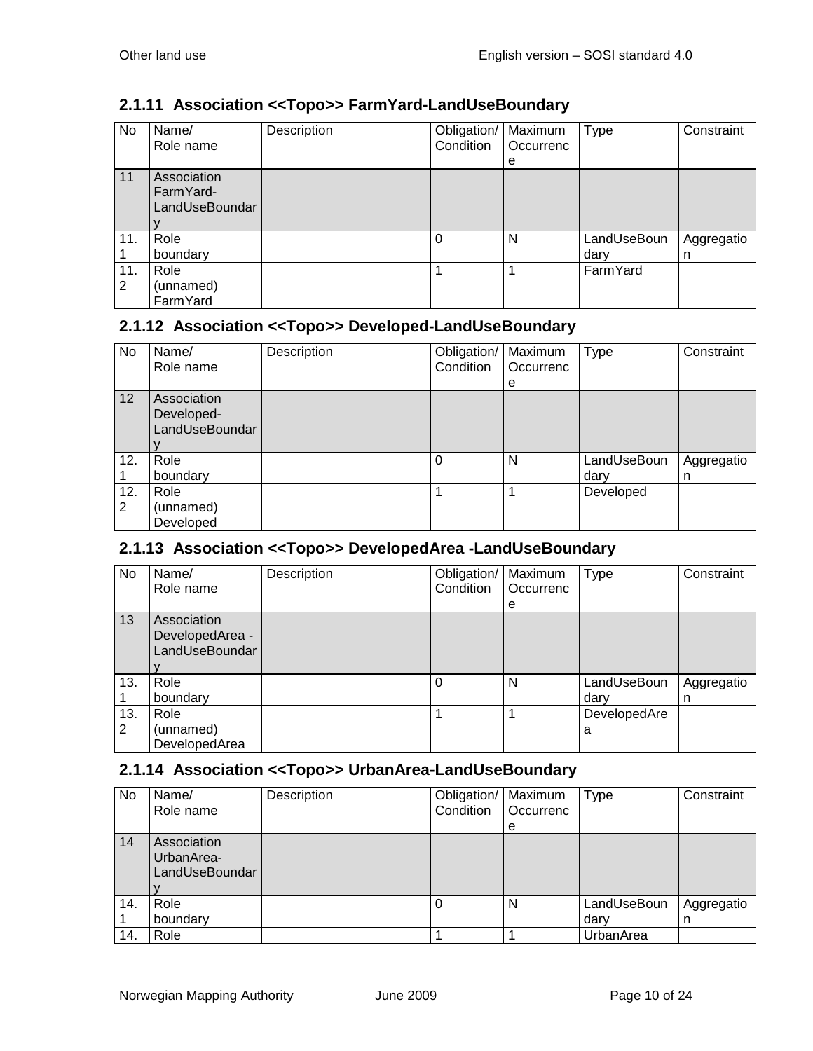### 2.1.11 Association <<Topo>> FarmYard-LandUseBoundary

| No | Name/ Role name | Description | Obligation/ Condition | Maximum Occurrence | Type | Constraint |
|---|---|---|---|---|---|---|
| 11 | Association FarmYard-LandUseBoundary | | | | | |
| 11.1 | Role boundary | | 0 | N | LandUseBoundary | Aggregation |
| 11.2 | Role (unnamed) FarmYard | | 1 | 1 | FarmYard | |

### 2.1.12 Association <<Topo>> Developed-LandUseBoundary

| No | Name/ Role name | Description | Obligation/ Condition | Maximum Occurrence | Type | Constraint |
|---|---|---|---|---|---|---|
| 12 | Association Developed-LandUseBoundary | | | | | |
| 12.1 | Role boundary | | 0 | N | LandUseBoundary | Aggregation |
| 12.2 | Role (unnamed) Developed | | 1 | 1 | Developed | |

### 2.1.13 Association <<Topo>> DevelopedArea -LandUseBoundary

| No | Name/ Role name | Description | Obligation/ Condition | Maximum Occurrence | Type | Constraint |
|---|---|---|---|---|---|---|
| 13 | Association DevelopedArea -LandUseBoundary | | | | | |
| 13.1 | Role boundary | | 0 | N | LandUseBoundary | Aggregation |
| 13.2 | Role (unnamed) DevelopedArea | | 1 | 1 | DevelopedArea | |

### 2.1.14 Association <<Topo>> UrbanArea-LandUseBoundary

| No | Name/ Role name | Description | Obligation/ Condition | Maximum Occurrence | Type | Constraint |
|---|---|---|---|---|---|---|
| 14 | Association UrbanArea-LandUseBoundary | | | | | |
| 14.1 | Role boundary | | 0 | N | LandUseBoundary | Aggregation |
| 14. | Role | | 1 | 1 | UrbanArea | |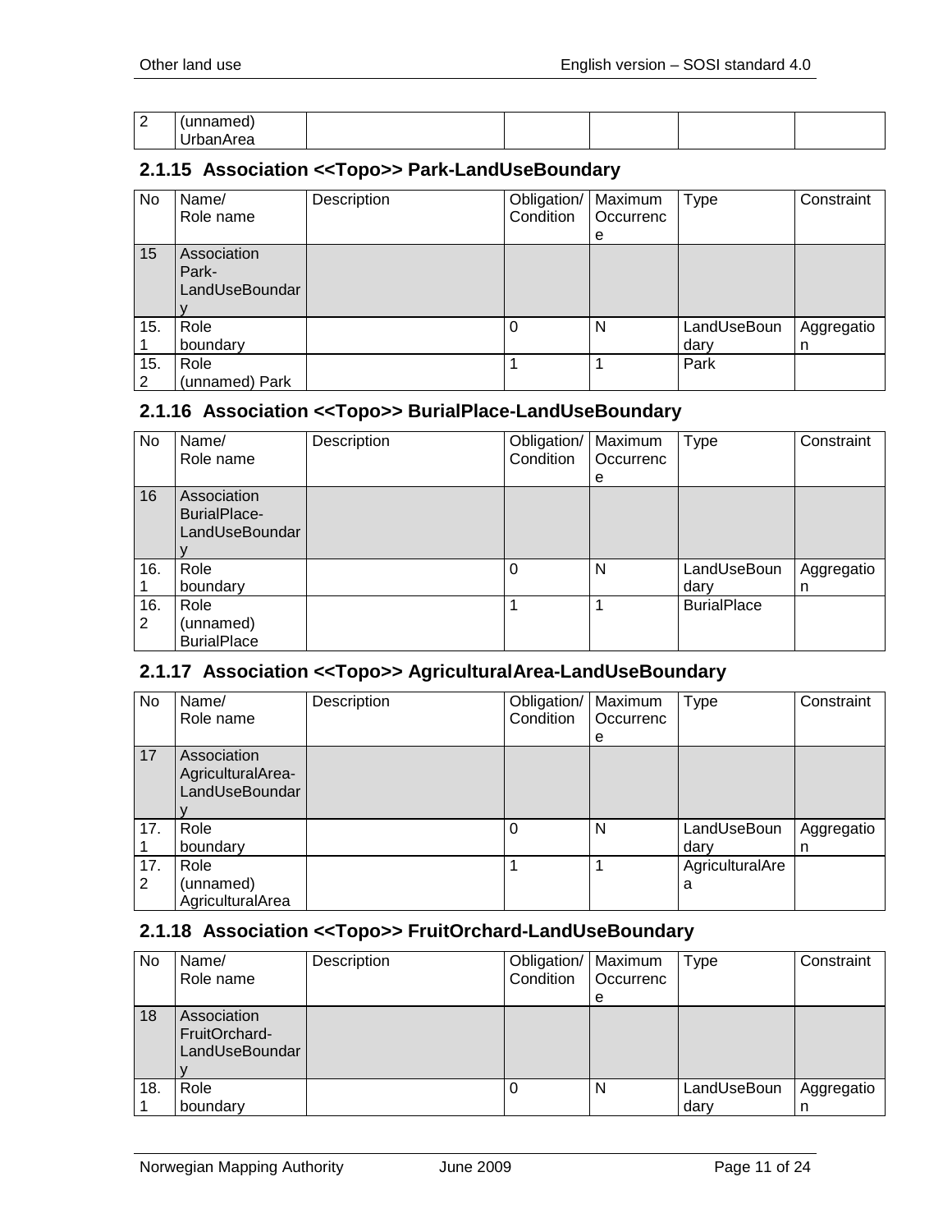| 2 | (unnamed) UrbanArea | | | | | |
|---|---|---|---|---|---|---|

### 2.1.15 Association <<Topo>> Park-LandUseBoundary

| No | Name/ Role name | Description | Obligation/ Condition | Maximum Occurrence | Type | Constraint |
|---|---|---|---|---|---|---|
| 15 | Association Park-LandUseBoundary | | | | | |
| 15.1 | Role boundary | | 0 | N | LandUseBoundary | Aggregation |
| 15.2 | Role (unnamed) Park | | 1 | 1 | Park | |

### 2.1.16 Association <<Topo>> BurialPlace-LandUseBoundary

| No | Name/ Role name | Description | Obligation/ Condition | Maximum Occurrence | Type | Constraint |
|---|---|---|---|---|---|---|
| 16 | Association BurialPlace-LandUseBoundary | | | | | |
| 16.1 | Role boundary | | 0 | N | LandUseBoundary | Aggregation |
| 16.2 | Role (unnamed) BurialPlace | | 1 | 1 | BurialPlace | |

### 2.1.17 Association <<Topo>> AgriculturalArea-LandUseBoundary

| No | Name/ Role name | Description | Obligation/ Condition | Maximum Occurrence | Type | Constraint |
|---|---|---|---|---|---|---|
| 17 | Association AgriculturalArea-LandUseBoundary | | | | | |
| 17.1 | Role boundary | | 0 | N | LandUseBoundary | Aggregation |
| 17.2 | Role (unnamed) AgriculturalArea | | 1 | 1 | AgriculturalArea | |

### 2.1.18 Association <<Topo>> FruitOrchard-LandUseBoundary

| No | Name/ Role name | Description | Obligation/ Condition | Maximum Occurrence | Type | Constraint |
|---|---|---|---|---|---|---|
| 18 | Association FruitOrchard-LandUseBoundary | | | | | |
| 18.1 | Role boundary | | 0 | N | LandUseBoundary | Aggregation |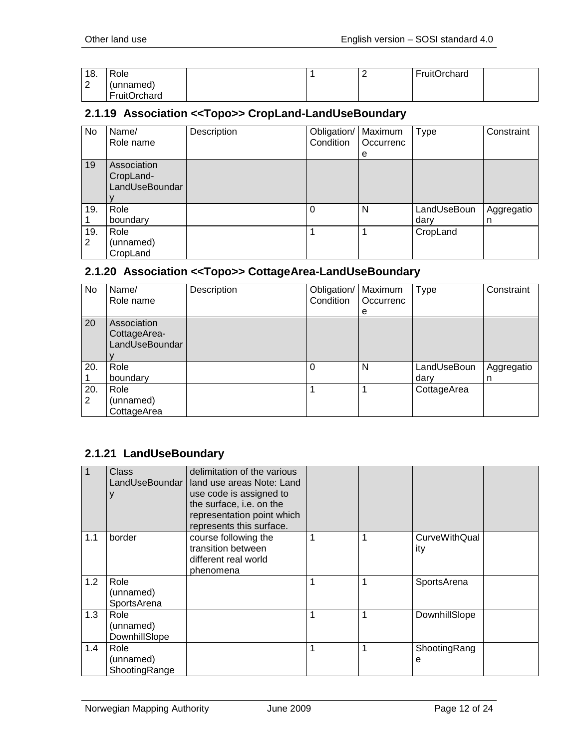| 18.2 | Role (unnamed) FruitOrchard | | 1 | 2 | FruitOrchard | |
|---|---|---|---|---|---|---|

### 2.1.19 Association <<Topo>> CropLand-LandUseBoundary

| No | Name/ Role name | Description | Obligation/ Condition | Maximum Occurrence | Type | Constraint |
|---|---|---|---|---|---|---|
| 19 | Association CropLand-LandUseBoundary | | | | | |
| 19.1 | Role boundary | | 0 | N | LandUseBoundary | Aggregation |
| 19.2 | Role (unnamed) CropLand | | 1 | 1 | CropLand | |

### 2.1.20 Association <<Topo>> CottageArea-LandUseBoundary

| No | Name/ Role name | Description | Obligation/ Condition | Maximum Occurrence | Type | Constraint |
|---|---|---|---|---|---|---|
| 20 | Association CottageArea-LandUseBoundary | | | | | |
| 20.1 | Role boundary | | 0 | N | LandUseBoundary | Aggregation |
| 20.2 | Role (unnamed) CottageArea | | 1 | 1 | CottageArea | |

### 2.1.21 LandUseBoundary

| 1 | Class LandUseBoundary | delimitation of the various land use areas Note: Land use code is assigned to the surface, i.e. on the representation point which represents this surface. | | | | |
|---|---|---|---|---|---|---|
| 1.1 | border | course following the transition between different real world phenomena | 1 | 1 | CurveWithQuality | |
| 1.2 | Role (unnamed) SportsArena | | 1 | 1 | SportsArena | |
| 1.3 | Role (unnamed) DownhillSlope | | 1 | 1 | DownhillSlope | |
| 1.4 | Role (unnamed) ShootingRange | | 1 | 1 | ShootingRange | |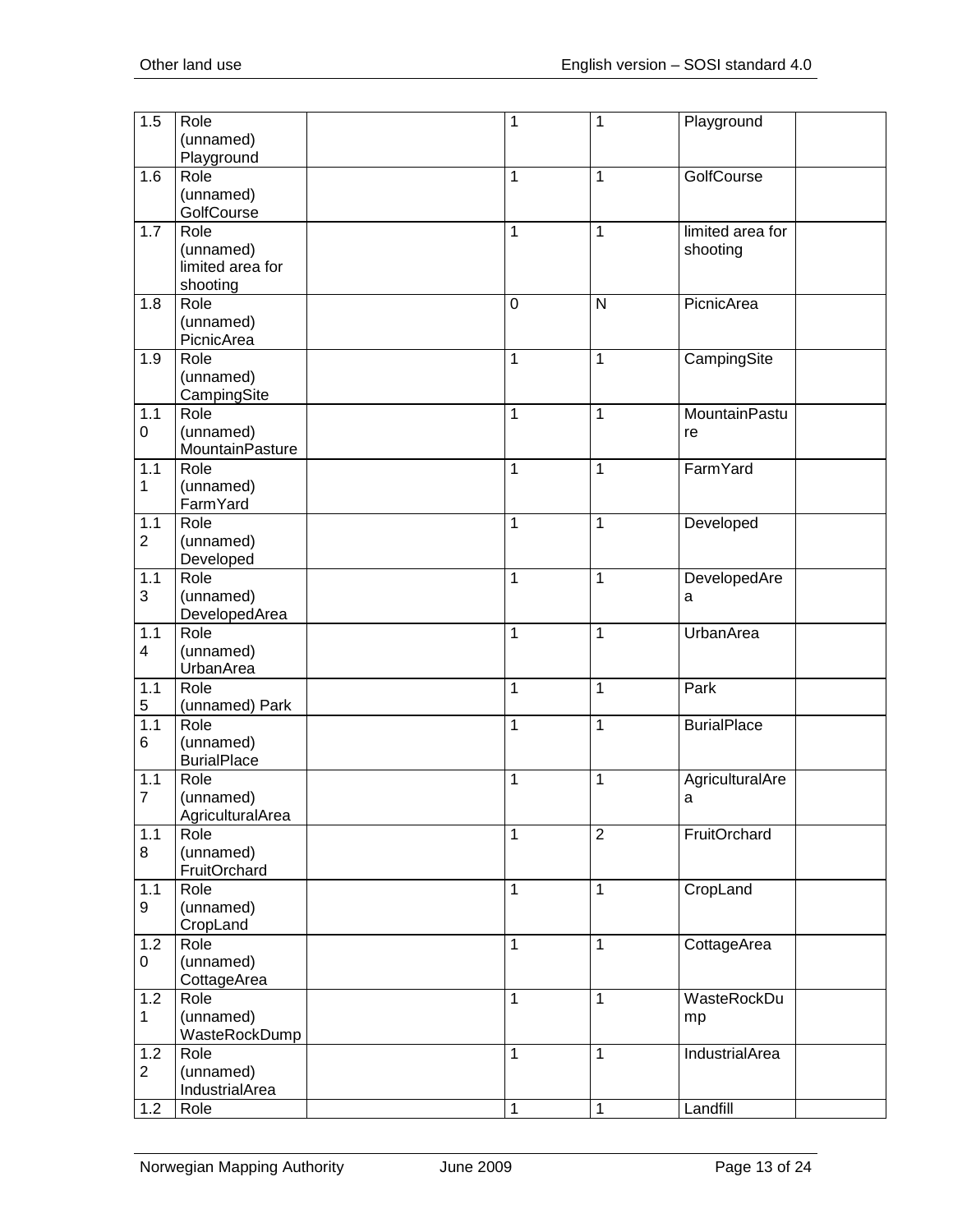| 1.5 | Role (unnamed) Playground | | 1 | 1 | Playground | |
|---|---|---|---|---|---|---|
| 1.6 | Role (unnamed) GolfCourse | | 1 | 1 | GolfCourse | |
| 1.7 | Role (unnamed) limited area for shooting | | 1 | 1 | limited area for shooting | |
| 1.8 | Role (unnamed) PicnicArea | | 0 | N | PicnicArea | |
| 1.9 | Role (unnamed) CampingSite | | 1 | 1 | CampingSite | |
| 1.10 | Role (unnamed) MountainPasture | | 1 | 1 | MountainPasture | |
| 1.11 | Role (unnamed) FarmYard | | 1 | 1 | FarmYard | |
| 1.12 | Role (unnamed) Developed | | 1 | 1 | Developed | |
| 1.13 | Role (unnamed) DevelopedArea | | 1 | 1 | DevelopedArea | |
| 1.14 | Role (unnamed) UrbanArea | | 1 | 1 | UrbanArea | |
| 1.15 | Role (unnamed) Park | | 1 | 1 | Park | |
| 1.16 | Role (unnamed) BurialPlace | | 1 | 1 | BurialPlace | |
| 1.17 | Role (unnamed) AgriculturalArea | | 1 | 1 | AgriculturalArea | |
| 1.18 | Role (unnamed) FruitOrchard | | 1 | 2 | FruitOrchard | |
| 1.19 | Role (unnamed) CropLand | | 1 | 1 | CropLand | |
| 1.20 | Role (unnamed) CottageArea | | 1 | 1 | CottageArea | |
| 1.21 | Role (unnamed) WasteRockDump | | 1 | 1 | WasteRockDump | |
| 1.22 | Role (unnamed) IndustrialArea | | 1 | 1 | IndustrialArea | |
| 1.2 | Role | | 1 | 1 | Landfill | |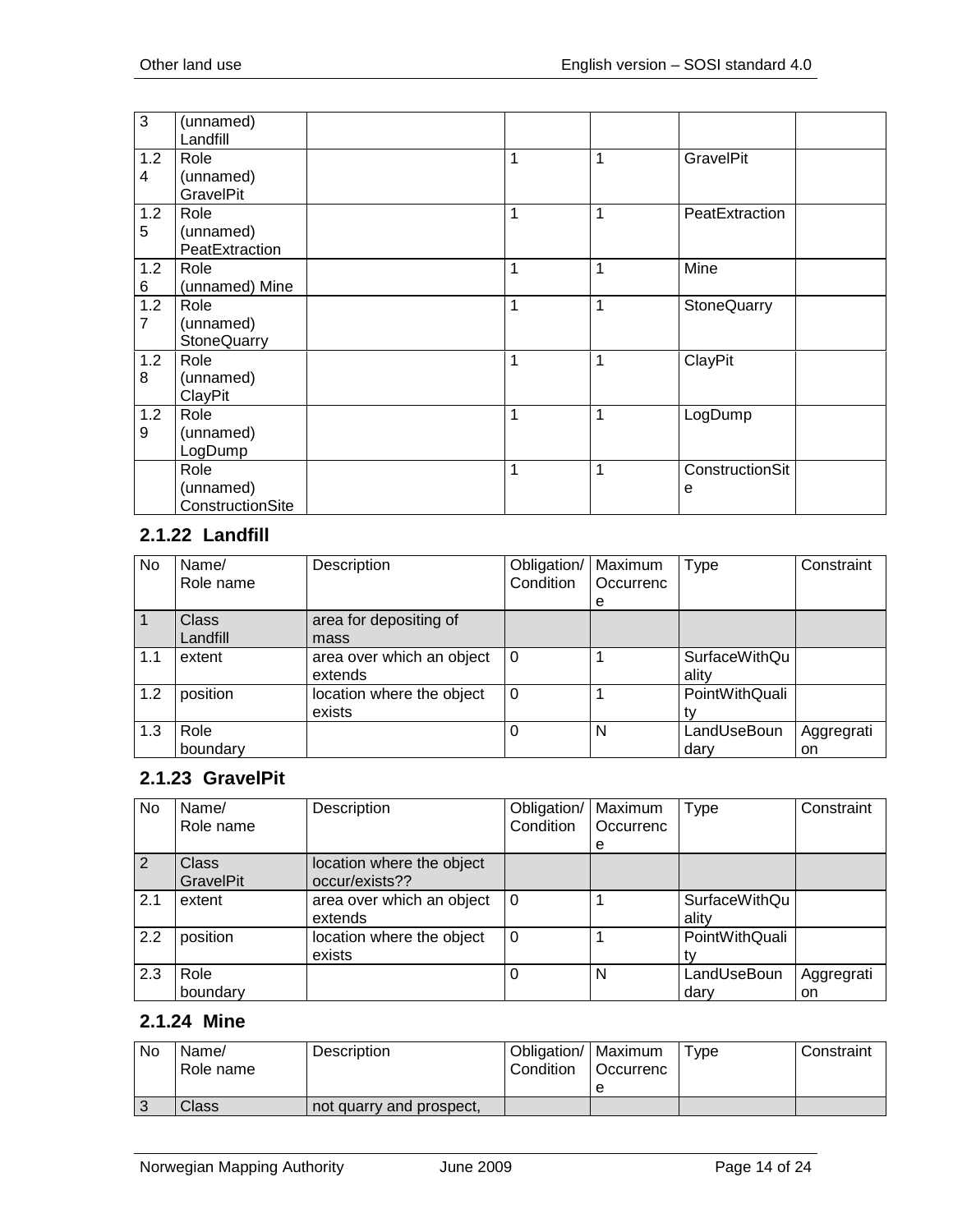| | | | | | | |
|---|---|---|---|---|---|---|
| 3 | (unnamed) Landfill | | | | | |
| 1.24 | Role (unnamed) GravelPit | | 1 | 1 | GravelPit | |
| 1.25 | Role (unnamed) PeatExtraction | | 1 | 1 | PeatExtraction | |
| 1.26 | Role (unnamed) Mine | | 1 | 1 | Mine | |
| 1.27 | Role (unnamed) StoneQuarry | | 1 | 1 | StoneQuarry | |
| 1.28 | Role (unnamed) ClayPit | | 1 | 1 | ClayPit | |
| 1.29 | Role (unnamed) LogDump | | 1 | 1 | LogDump | |
| | Role (unnamed) ConstructionSite | | 1 | 1 | ConstructionSite | |

### 2.1.22 Landfill

| No | Name/ Role name | Description | Obligation/ Condition | Maximum Occurrence | Type | Constraint |
|---|---|---|---|---|---|---|
| 1 | Class Landfill | area for depositing of mass | | | | |
| 1.1 | extent | area over which an object extends | 0 | 1 | SurfaceWithQuality | |
| 1.2 | position | location where the object exists | 0 | 1 | PointWithQuality | |
| 1.3 | Role boundary | | 0 | N | LandUseBoundary | Aggregration |

### 2.1.23 GravelPit

| No | Name/ Role name | Description | Obligation/ Condition | Maximum Occurrence | Type | Constraint |
|---|---|---|---|---|---|---|
| 2 | Class GravelPit | location where the object occur/exists?? | | | | |
| 2.1 | extent | area over which an object extends | 0 | 1 | SurfaceWithQuality | |
| 2.2 | position | location where the object exists | 0 | 1 | PointWithQuality | |
| 2.3 | Role boundary | | 0 | N | LandUseBoundary | Aggregration |

### 2.1.24 Mine

| No | Name/ Role name | Description | Obligation/ Condition | Maximum Occurrence | Type | Constraint |
|---|---|---|---|---|---|---|
| 3 | Class | not quarry and prospect, | | | | |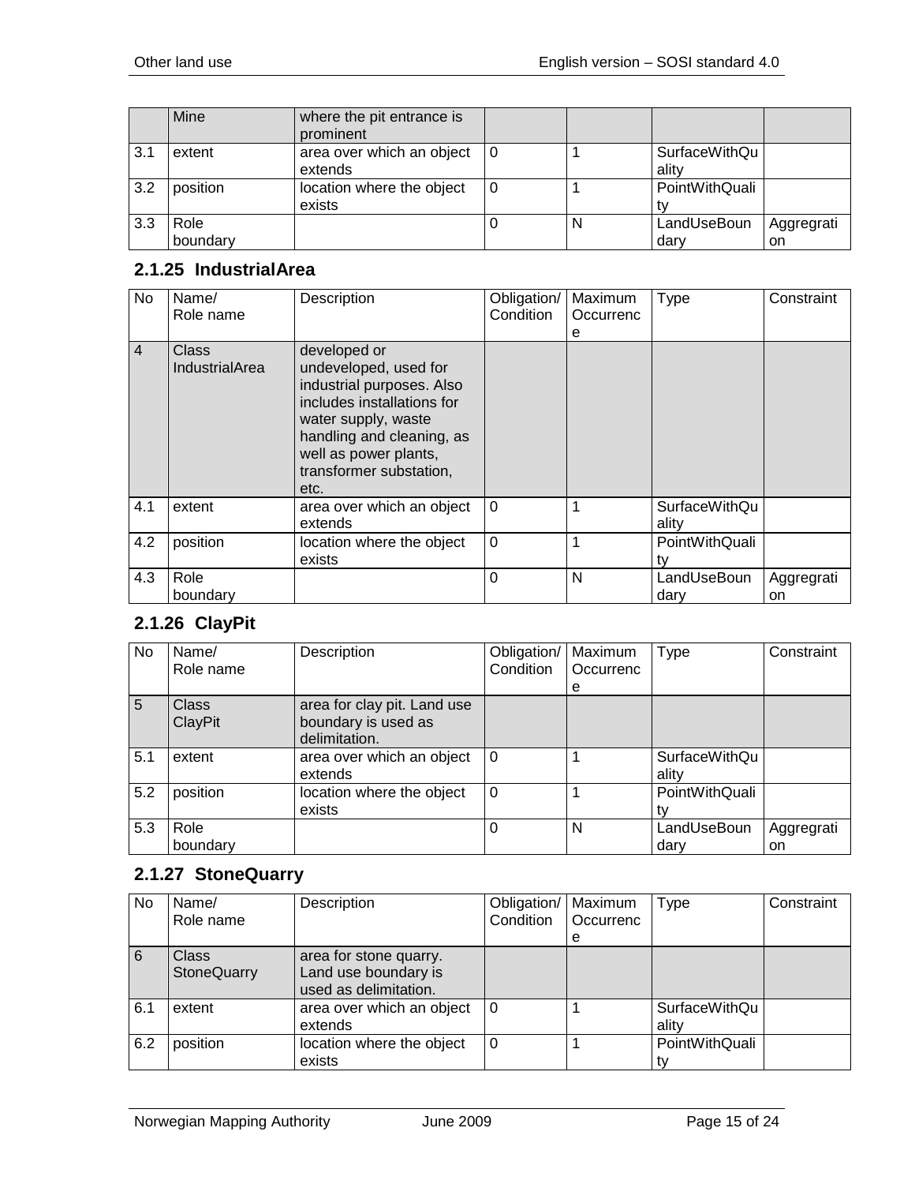|  | Mine | where the pit entrance is prominent |  |  |  |  |
| --- | --- | --- | --- | --- | --- | --- |
| 3.1 | extent | area over which an object extends | 0 | 1 | SurfaceWithQuality |  |
| 3.2 | position | location where the object exists | 0 | 1 | PointWithQuality |  |
| 3.3 | Role boundary |  | 0 | N | LandUseBoundary | Aggregration |

### 2.1.25 IndustrialArea

| No | Name/ Role name | Description | Obligation/ Condition | Maximum Occurrence | Type | Constraint |
| --- | --- | --- | --- | --- | --- | --- |
| 4 | Class IndustrialArea | developed or undeveloped, used for industrial purposes. Also includes installations for water supply, waste handling and cleaning, as well as power plants, transformer substation, etc. |  |  |  |  |
| 4.1 | extent | area over which an object extends | 0 | 1 | SurfaceWithQuality |  |
| 4.2 | position | location where the object exists | 0 | 1 | PointWithQuality |  |
| 4.3 | Role boundary |  | 0 | N | LandUseBoundary | Aggregration |

### 2.1.26 ClayPit

| No | Name/ Role name | Description | Obligation/ Condition | Maximum Occurrence | Type | Constraint |
| --- | --- | --- | --- | --- | --- | --- |
| 5 | Class ClayPit | area for clay pit. Land use boundary is used as delimitation. |  |  |  |  |
| 5.1 | extent | area over which an object extends | 0 | 1 | SurfaceWithQuality |  |
| 5.2 | position | location where the object exists | 0 | 1 | PointWithQuality |  |
| 5.3 | Role boundary |  | 0 | N | LandUseBoundary | Aggregration |

### 2.1.27 StoneQuarry

| No | Name/ Role name | Description | Obligation/ Condition | Maximum Occurrence | Type | Constraint |
| --- | --- | --- | --- | --- | --- | --- |
| 6 | Class StoneQuarry | area for stone quarry. Land use boundary is used as delimitation. |  |  |  |  |
| 6.1 | extent | area over which an object extends | 0 | 1 | SurfaceWithQuality |  |
| 6.2 | position | location where the object exists | 0 | 1 | PointWithQuality |  |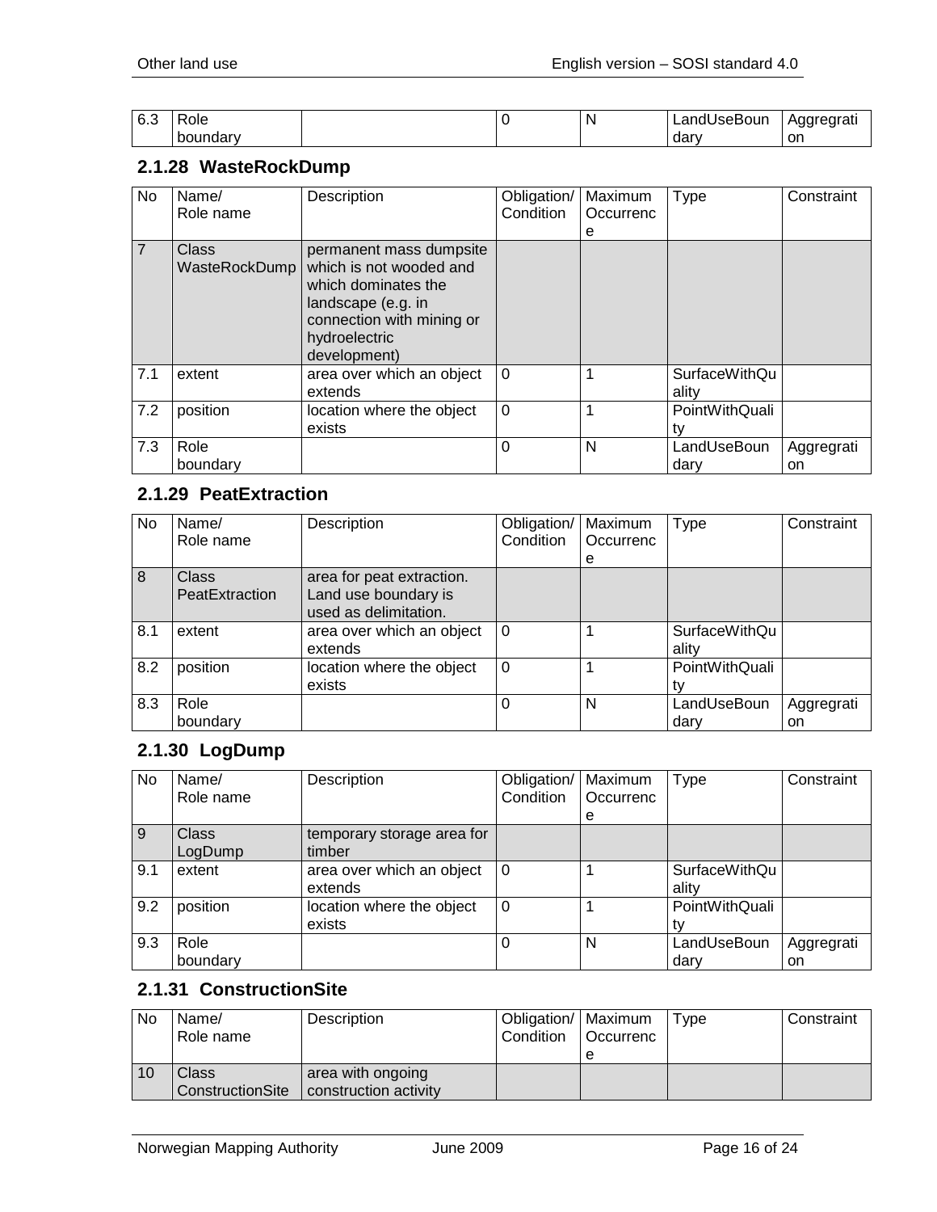| 6.3 | Role boundary | | 0 | N | LandUseBoundary | Aggregration |
|---|---|---|---|---|---|---|

### 2.1.28 WasteRockDump

| No | Name/ Role name | Description | Obligation/ Condition | Maximum Occurrence | Type | Constraint |
|---|---|---|---|---|---|---|
| 7 | Class WasteRockDump | permanent mass dumpsite which is not wooded and which dominates the landscape (e.g. in connection with mining or hydroelectric development) | | | | |
| 7.1 | extent | area over which an object extends | 0 | 1 | SurfaceWithQuality | |
| 7.2 | position | location where the object exists | 0 | 1 | PointWithQuality | |
| 7.3 | Role boundary | | 0 | N | LandUseBoundary | Aggregration |

### 2.1.29 PeatExtraction

| No | Name/ Role name | Description | Obligation/ Condition | Maximum Occurrence | Type | Constraint |
|---|---|---|---|---|---|---|
| 8 | Class PeatExtraction | area for peat extraction. Land use boundary is used as delimitation. | | | | |
| 8.1 | extent | area over which an object extends | 0 | 1 | SurfaceWithQuality | |
| 8.2 | position | location where the object exists | 0 | 1 | PointWithQuality | |
| 8.3 | Role boundary | | 0 | N | LandUseBoundary | Aggregration |

### 2.1.30 LogDump

| No | Name/ Role name | Description | Obligation/ Condition | Maximum Occurrence | Type | Constraint |
|---|---|---|---|---|---|---|
| 9 | Class LogDump | temporary storage area for timber | | | | |
| 9.1 | extent | area over which an object extends | 0 | 1 | SurfaceWithQuality | |
| 9.2 | position | location where the object exists | 0 | 1 | PointWithQuality | |
| 9.3 | Role boundary | | 0 | N | LandUseBoundary | Aggregration |

### 2.1.31 ConstructionSite

| No | Name/ Role name | Description | Obligation/ Condition | Maximum Occurrence | Type | Constraint |
|---|---|---|---|---|---|---|
| 10 | Class ConstructionSite | area with ongoing construction activity | | | | |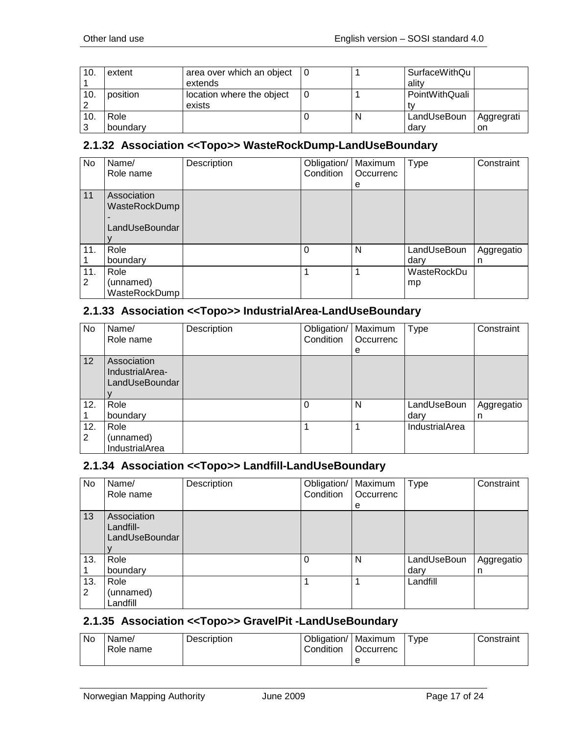| 10.1 | extent | area over which an object extends | 0 | 1 | SurfaceWithQuality | |
|---|---|---|---|---|---|---|
| 10.2 | position | location where the object exists | 0 | 1 | PointWithQuality | |
| 10.3 | Role boundary | | 0 | N | LandUseBoundary | Aggregration |

### 2.1.32 Association <<Topo>> WasteRockDump-LandUseBoundary

| No | Name/ Role name | Description | Obligation/ Condition | Maximum Occurrence | Type | Constraint |
|---|---|---|---|---|---|---|
| 11 | Association WasteRockDump - LandUseBoundary | | | | | |
| 11.1 | Role boundary | | 0 | N | LandUseBoundary | Aggregation |
| 11.2 | Role (unnamed) WasteRockDump | | 1 | 1 | WasteRockDump | |

### 2.1.33 Association <<Topo>> IndustrialArea-LandUseBoundary

| No | Name/ Role name | Description | Obligation/ Condition | Maximum Occurrence | Type | Constraint |
|---|---|---|---|---|---|---|
| 12 | Association IndustrialArea-LandUseBoundary | | | | | |
| 12.1 | Role boundary | | 0 | N | LandUseBoundary | Aggregation |
| 12.2 | Role (unnamed) IndustrialArea | | 1 | 1 | IndustrialArea | |

### 2.1.34 Association <<Topo>> Landfill-LandUseBoundary

| No | Name/ Role name | Description | Obligation/ Condition | Maximum Occurrence | Type | Constraint |
|---|---|---|---|---|---|---|
| 13 | Association Landfill-LandUseBoundary | | | | | |
| 13.1 | Role boundary | | 0 | N | LandUseBoundary | Aggregation |
| 13.2 | Role (unnamed) Landfill | | 1 | 1 | Landfill | |

### 2.1.35 Association <<Topo>> GravelPit -LandUseBoundary

| No | Name/ Role name | Description | Obligation/ Condition | Maximum Occurrence | Type | Constraint |
|---|---|---|---|---|---|---|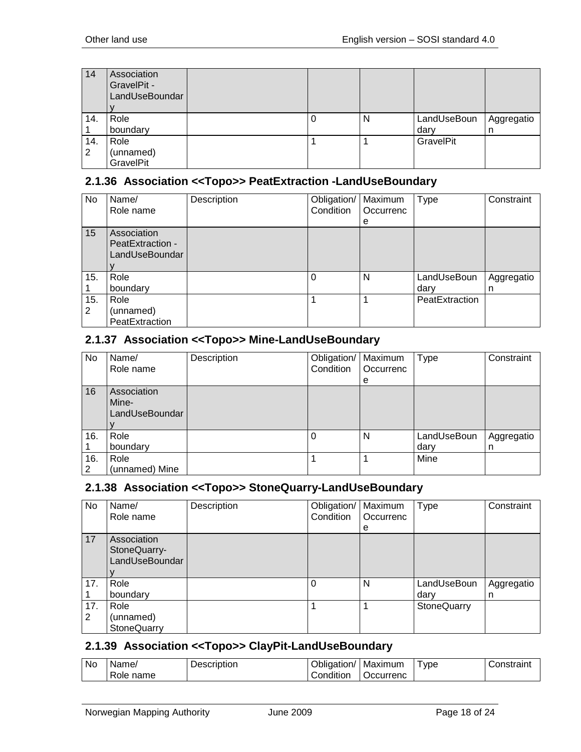| | | | | | | |
|---|---|---|---|---|---|---|
| 14 | Association GravelPit - LandUseBoundary | | | | | |
| 14.1 | Role boundary | | 0 | N | LandUseBoundary | Aggregation |
| 14.2 | Role (unnamed) GravelPit | | 1 | 1 | GravelPit | |

### 2.1.36 Association <<Topo>> PeatExtraction -LandUseBoundary

| No | Name/ Role name | Description | Obligation/ Condition | Maximum Occurrence | Type | Constraint |
|---|---|---|---|---|---|---|
| 15 | Association PeatExtraction - LandUseBoundary | | | | | |
| 15.1 | Role boundary | | 0 | N | LandUseBoundary | Aggregation |
| 15.2 | Role (unnamed) PeatExtraction | | 1 | 1 | PeatExtraction | |

### 2.1.37 Association <<Topo>> Mine-LandUseBoundary

| No | Name/ Role name | Description | Obligation/ Condition | Maximum Occurrence | Type | Constraint |
|---|---|---|---|---|---|---|
| 16 | Association Mine- LandUseBoundary | | | | | |
| 16.1 | Role boundary | | 0 | N | LandUseBoundary | Aggregation |
| 16.2 | Role (unnamed) Mine | | 1 | 1 | Mine | |

### 2.1.38 Association <<Topo>> StoneQuarry-LandUseBoundary

| No | Name/ Role name | Description | Obligation/ Condition | Maximum Occurrence | Type | Constraint |
|---|---|---|---|---|---|---|
| 17 | Association StoneQuarry- LandUseBoundary | | | | | |
| 17.1 | Role boundary | | 0 | N | LandUseBoundary | Aggregation |
| 17.2 | Role (unnamed) StoneQuarry | | 1 | 1 | StoneQuarry | |

### 2.1.39 Association <<Topo>> ClayPit-LandUseBoundary

| No | Name/ Role name | Description | Obligation/ Condition | Maximum Occurrenc | Type | Constraint |
|---|---|---|---|---|---|---|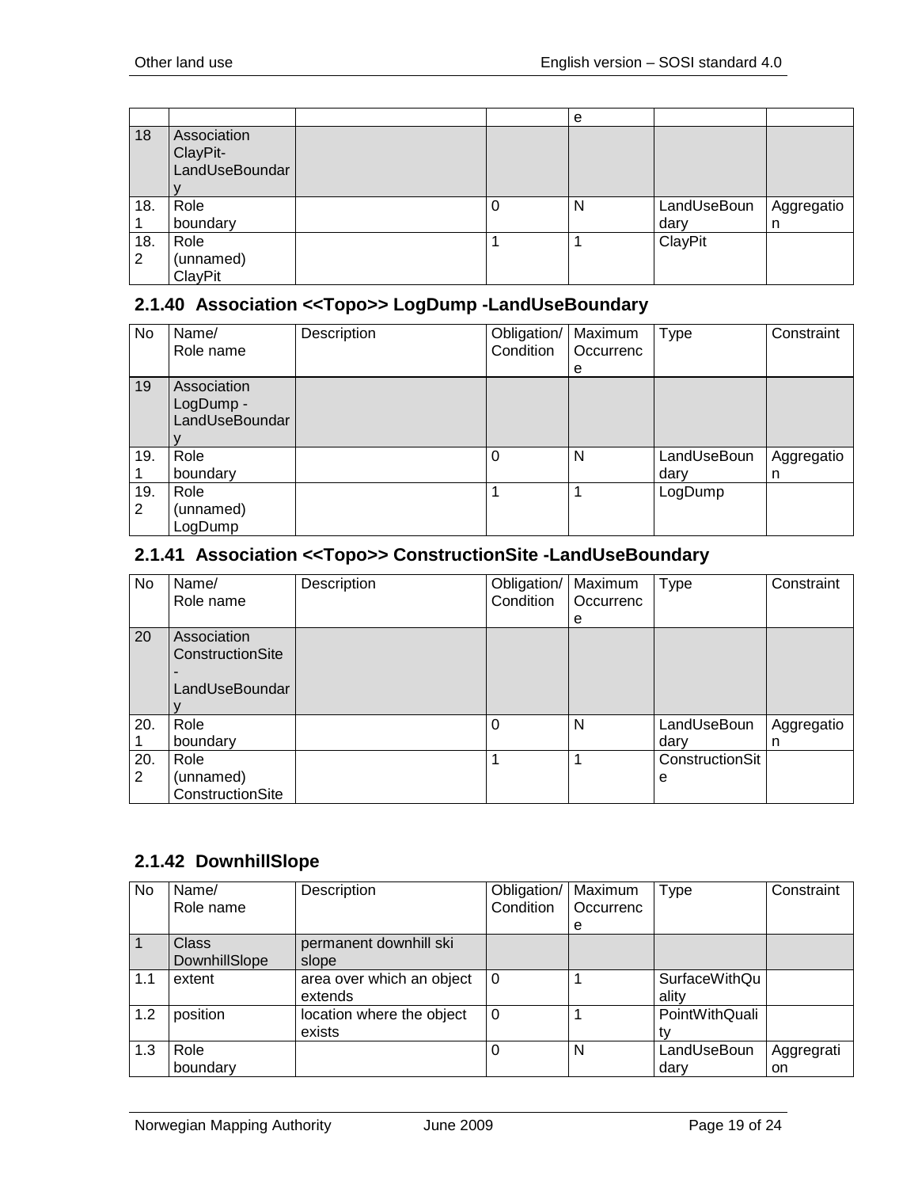| | | | | e | | |
|---|---|---|---|---|---|---|
| 18 | Association ClayPit-LandUseBoundary | | | | | |
| 18.1 | Role boundary | | 0 | N | LandUseBoundary | Aggregation |
| 18.2 | Role (unnamed) ClayPit | | 1 | 1 | ClayPit | |

### 2.1.40 Association <<Topo>> LogDump -LandUseBoundary

| No | Name/ Role name | Description | Obligation/ Condition | Maximum Occurrence | Type | Constraint |
|---|---|---|---|---|---|---|
| 19 | Association LogDump - LandUseBoundary | | | | | |
| 19.1 | Role boundary | | 0 | N | LandUseBoundary | Aggregation |
| 19.2 | Role (unnamed) LogDump | | 1 | 1 | LogDump | |

### 2.1.41 Association <<Topo>> ConstructionSite -LandUseBoundary

| No | Name/ Role name | Description | Obligation/ Condition | Maximum Occurrence | Type | Constraint |
|---|---|---|---|---|---|---|
| 20 | Association ConstructionSite - LandUseBoundary | | | | | |
| 20.1 | Role boundary | | 0 | N | LandUseBoundary | Aggregation |
| 20.2 | Role (unnamed) ConstructionSite | | 1 | 1 | ConstructionSite | |

### 2.1.42 DownhillSlope

| No | Name/ Role name | Description | Obligation/ Condition | Maximum Occurrence | Type | Constraint |
|---|---|---|---|---|---|---|
| 1 | Class DownhillSlope | permanent downhill ski slope | | | | |
| 1.1 | extent | area over which an object extends | 0 | 1 | SurfaceWithQuality | |
| 1.2 | position | location where the object exists | 0 | 1 | PointWithQuality | |
| 1.3 | Role boundary | | 0 | N | LandUseBoundary | Aggregration |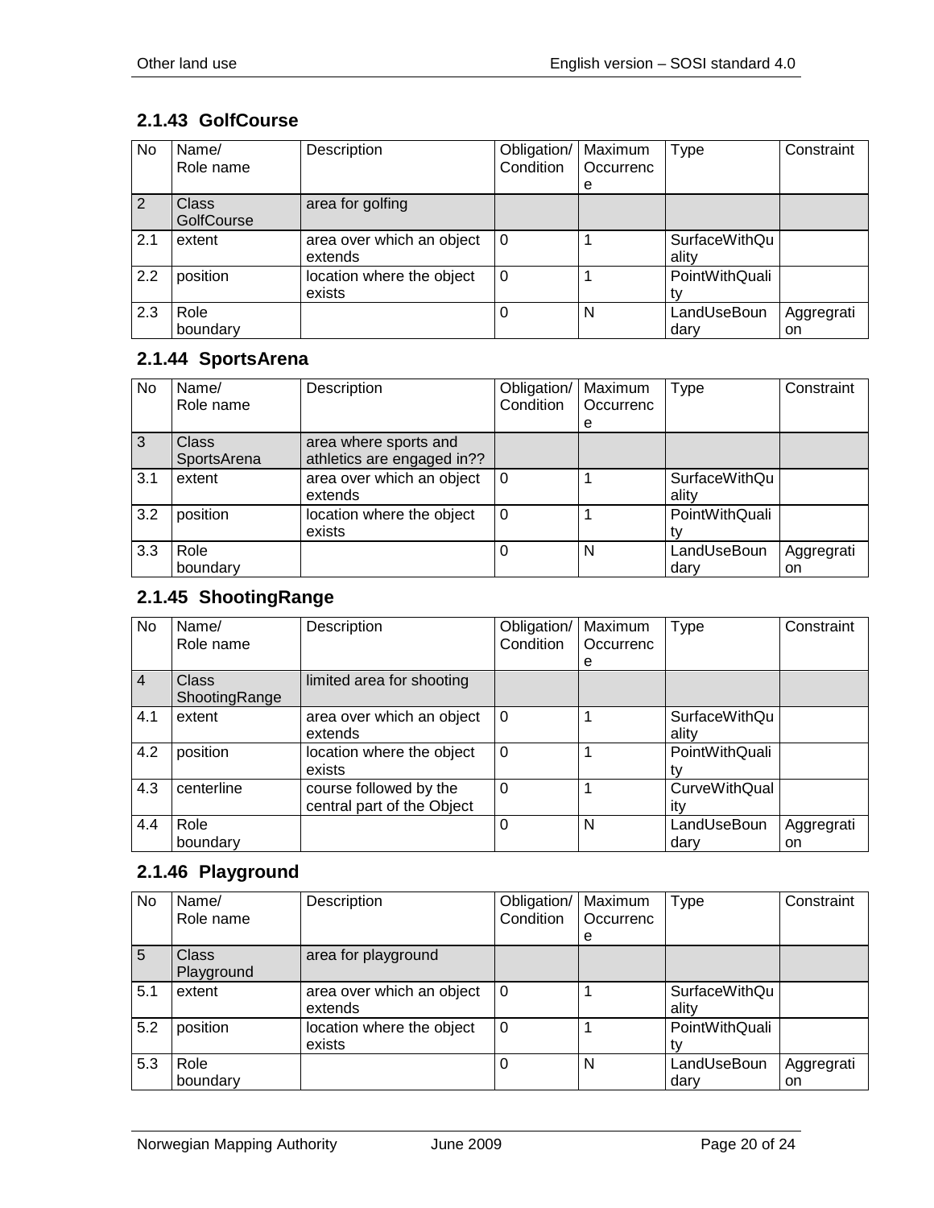### 2.1.43 GolfCourse

| No | Name/<br>Role name | Description | Obligation/<br>Condition | Maximum<br>Occurrence | Type | Constraint |
|---|---|---|---|---|---|---|
| 2 | Class<br>GolfCourse | area for golfing | | | | |
| 2.1 | extent | area over which an object extends | 0 | 1 | SurfaceWithQuality | |
| 2.2 | position | location where the object exists | 0 | 1 | PointWithQuality | |
| 2.3 | Role<br>boundary | | 0 | N | LandUseBoundary | Aggregation |

### 2.1.44 SportsArena

| No | Name/<br>Role name | Description | Obligation/<br>Condition | Maximum<br>Occurrence | Type | Constraint |
|---|---|---|---|---|---|---|
| 3 | Class<br>SportsArena | area where sports and athletics are engaged in?? | | | | |
| 3.1 | extent | area over which an object extends | 0 | 1 | SurfaceWithQuality | |
| 3.2 | position | location where the object exists | 0 | 1 | PointWithQuality | |
| 3.3 | Role<br>boundary | | 0 | N | LandUseBoundary | Aggregation |

### 2.1.45 ShootingRange

| No | Name/<br>Role name | Description | Obligation/<br>Condition | Maximum<br>Occurrence | Type | Constraint |
|---|---|---|---|---|---|---|
| 4 | Class<br>ShootingRange | limited area for shooting | | | | |
| 4.1 | extent | area over which an object extends | 0 | 1 | SurfaceWithQuality | |
| 4.2 | position | location where the object exists | 0 | 1 | PointWithQuality | |
| 4.3 | centerline | course followed by the central part of the Object | 0 | 1 | CurveWithQuality | |
| 4.4 | Role<br>boundary | | 0 | N | LandUseBoundary | Aggregation |

### 2.1.46 Playground

| No | Name/<br>Role name | Description | Obligation/<br>Condition | Maximum<br>Occurrence | Type | Constraint |
|---|---|---|---|---|---|---|
| 5 | Class<br>Playground | area for playground | | | | |
| 5.1 | extent | area over which an object extends | 0 | 1 | SurfaceWithQuality | |
| 5.2 | position | location where the object exists | 0 | 1 | PointWithQuality | |
| 5.3 | Role<br>boundary | | 0 | N | LandUseBoundary | Aggregation |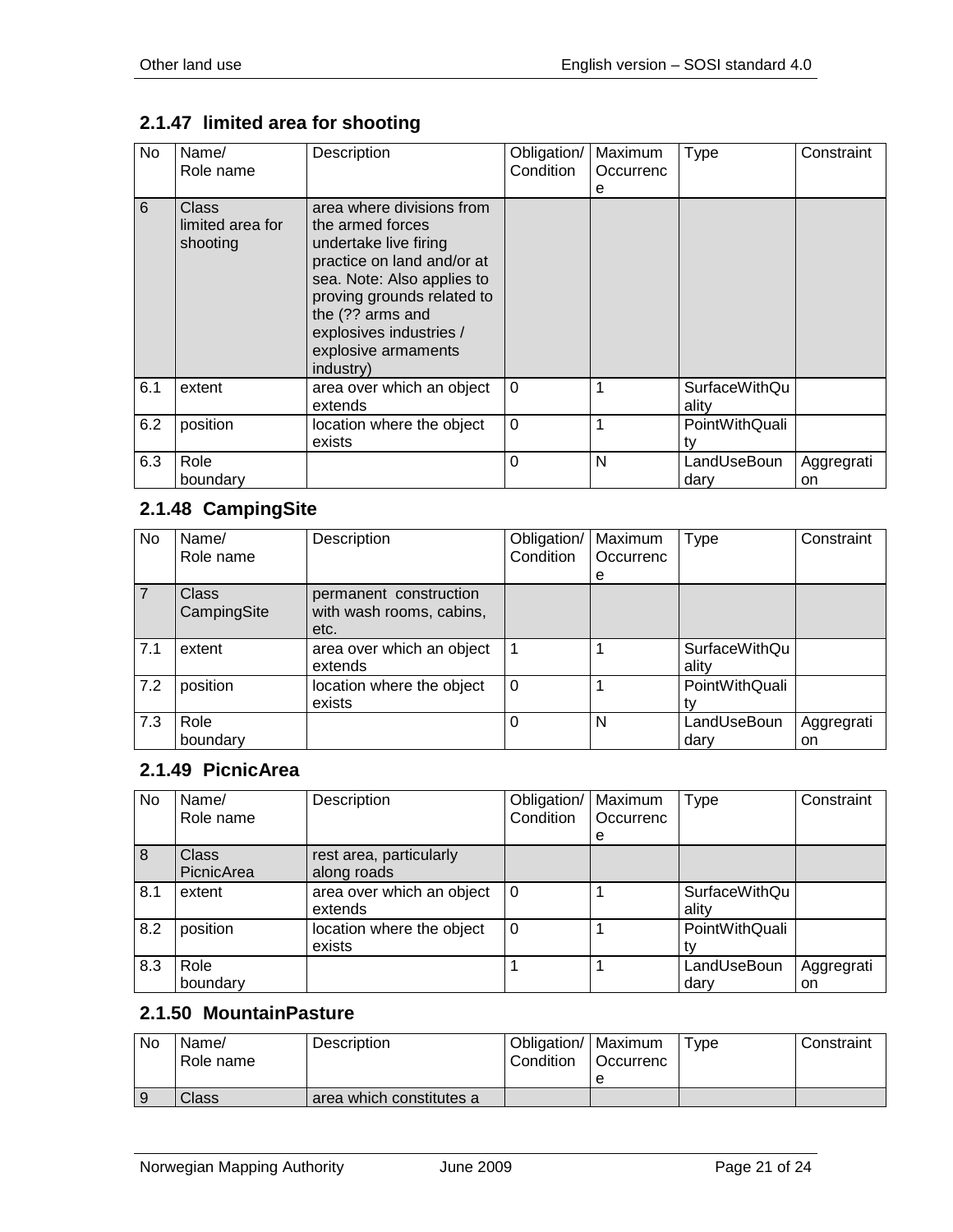### 2.1.47 limited area for shooting

| No | Name/ Role name | Description | Obligation/ Condition | Maximum Occurrence | Type | Constraint |
|---|---|---|---|---|---|---|
| 6 | Class limited area for shooting | area where divisions from the armed forces undertake live firing practice on land and/or at sea. Note: Also applies to proving grounds related to the (?? arms and explosives industries / explosive armaments industry) | | | | |
| 6.1 | extent | area over which an object extends | 0 | 1 | SurfaceWithQuality | |
| 6.2 | position | location where the object exists | 0 | 1 | PointWithQuality | |
| 6.3 | Role boundary | | 0 | N | LandUseBoundary | Aggregration |

### 2.1.48 CampingSite

| No | Name/ Role name | Description | Obligation/ Condition | Maximum Occurrence | Type | Constraint |
|---|---|---|---|---|---|---|
| 7 | Class CampingSite | permanent construction with wash rooms, cabins, etc. | | | | |
| 7.1 | extent | area over which an object extends | 1 | 1 | SurfaceWithQuality | |
| 7.2 | position | location where the object exists | 0 | 1 | PointWithQuality | |
| 7.3 | Role boundary | | 0 | N | LandUseBoundary | Aggregration |

### 2.1.49 PicnicArea

| No | Name/ Role name | Description | Obligation/ Condition | Maximum Occurrence | Type | Constraint |
|---|---|---|---|---|---|---|
| 8 | Class PicnicArea | rest area, particularly along roads | | | | |
| 8.1 | extent | area over which an object extends | 0 | 1 | SurfaceWithQuality | |
| 8.2 | position | location where the object exists | 0 | 1 | PointWithQuality | |
| 8.3 | Role boundary | | 1 | 1 | LandUseBoundary | Aggregration |

### 2.1.50 MountainPasture

| No | Name/ Role name | Description | Obligation/ Condition | Maximum Occurrence | Type | Constraint |
|---|---|---|---|---|---|---|
| 9 | Class | area which constitutes a | | | | |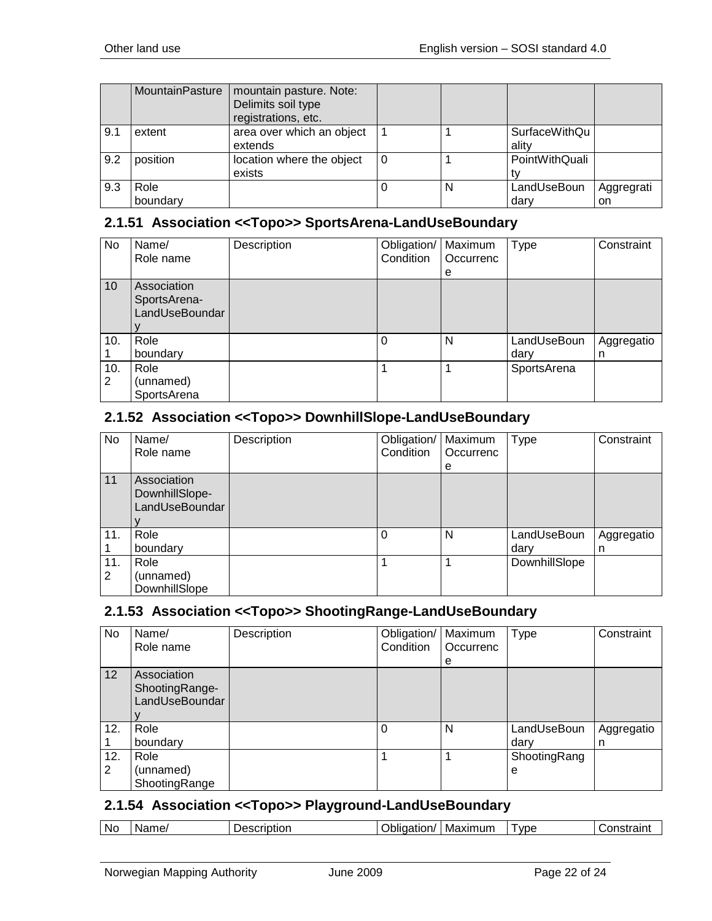|  | MountainPasture | mountain pasture. Note: Delimits soil type registrations, etc. |  |  |  |  |
|---|---|---|---|---|---|---|
| 9.1 | extent | area over which an object extends | 1 | 1 | SurfaceWithQuality |  |
| 9.2 | position | location where the object exists | 0 | 1 | PointWithQuality |  |
| 9.3 | Role boundary |  | 0 | N | LandUseBoundary | Aggregation |

### 2.1.51 Association <<Topo>> SportsArena-LandUseBoundary

| No | Name/ Role name | Description | Obligation/ Condition | Maximum Occurrence | Type | Constraint |
|---|---|---|---|---|---|---|
| 10 | Association SportsArena-LandUseBoundary |  |  |  |  |  |
| 10.1 | Role boundary |  | 0 | N | LandUseBoundary | Aggregation |
| 10.2 | Role (unnamed) SportsArena |  | 1 | 1 | SportsArena |  |

### 2.1.52 Association <<Topo>> DownhillSlope-LandUseBoundary

| No | Name/ Role name | Description | Obligation/ Condition | Maximum Occurrence | Type | Constraint |
|---|---|---|---|---|---|---|
| 11 | Association DownhillSlope-LandUseBoundary |  |  |  |  |  |
| 11.1 | Role boundary |  | 0 | N | LandUseBoundary | Aggregation |
| 11.2 | Role (unnamed) DownhillSlope |  | 1 | 1 | DownhillSlope |  |

### 2.1.53 Association <<Topo>> ShootingRange-LandUseBoundary

| No | Name/ Role name | Description | Obligation/ Condition | Maximum Occurrence | Type | Constraint |
|---|---|---|---|---|---|---|
| 12 | Association ShootingRange-LandUseBoundary |  |  |  |  |  |
| 12.1 | Role boundary |  | 0 | N | LandUseBoundary | Aggregation |
| 12.2 | Role (unnamed) ShootingRange |  | 1 | 1 | ShootingRange |  |

### 2.1.54 Association <<Topo>> Playground-LandUseBoundary

| No | Name/ | Description | Obligation/ | Maximum | Type | Constraint |
|---|---|---|---|---|---|---|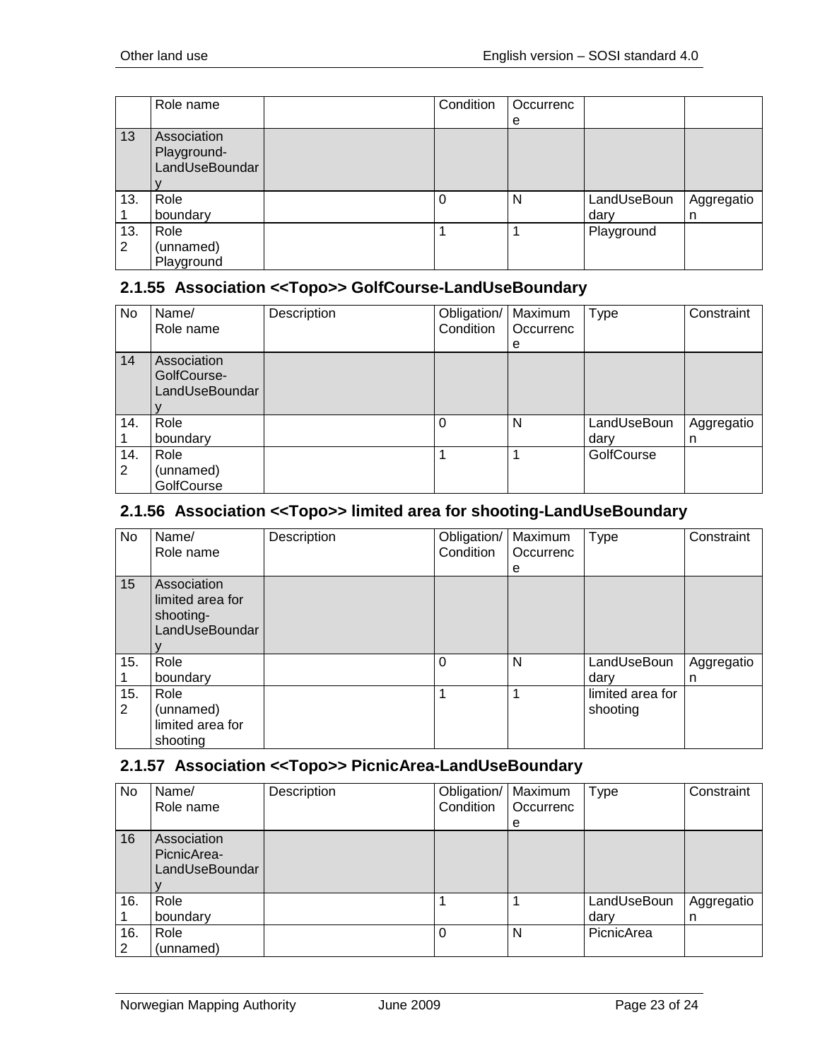| | Role name | | Condition | Occurrence | | |
|---|---|---|---|---|---|---|
| 13 | Association Playground-LandUseBoundary | | | | | |
| 13.1 | Role boundary | | 0 | N | LandUseBoundary | Aggregation |
| 13.2 | Role (unnamed) Playground | | 1 | 1 | Playground | |

### 2.1.55 Association <<Topo>> GolfCourse-LandUseBoundary

| No | Name/ Role name | Description | Obligation/ Condition | Maximum Occurrence | Type | Constraint |
|---|---|---|---|---|---|---|
| 14 | Association GolfCourse-LandUseBoundary | | | | | |
| 14.1 | Role boundary | | 0 | N | LandUseBoundary | Aggregation |
| 14.2 | Role (unnamed) GolfCourse | | 1 | 1 | GolfCourse | |

### 2.1.56 Association <<Topo>> limited area for shooting-LandUseBoundary

| No | Name/ Role name | Description | Obligation/ Condition | Maximum Occurrence | Type | Constraint |
|---|---|---|---|---|---|---|
| 15 | Association limited area for shooting-LandUseBoundary | | | | | |
| 15.1 | Role boundary | | 0 | N | LandUseBoundary | Aggregation |
| 15.2 | Role (unnamed) limited area for shooting | | 1 | 1 | limited area for shooting | |

### 2.1.57 Association <<Topo>> PicnicArea-LandUseBoundary

| No | Name/ Role name | Description | Obligation/ Condition | Maximum Occurrence | Type | Constraint |
|---|---|---|---|---|---|---|
| 16 | Association PicnicArea-LandUseBoundary | | | | | |
| 16.1 | Role boundary | | 1 | 1 | LandUseBoundary | Aggregation |
| 16.2 | Role (unnamed) | | 0 | N | PicnicArea | |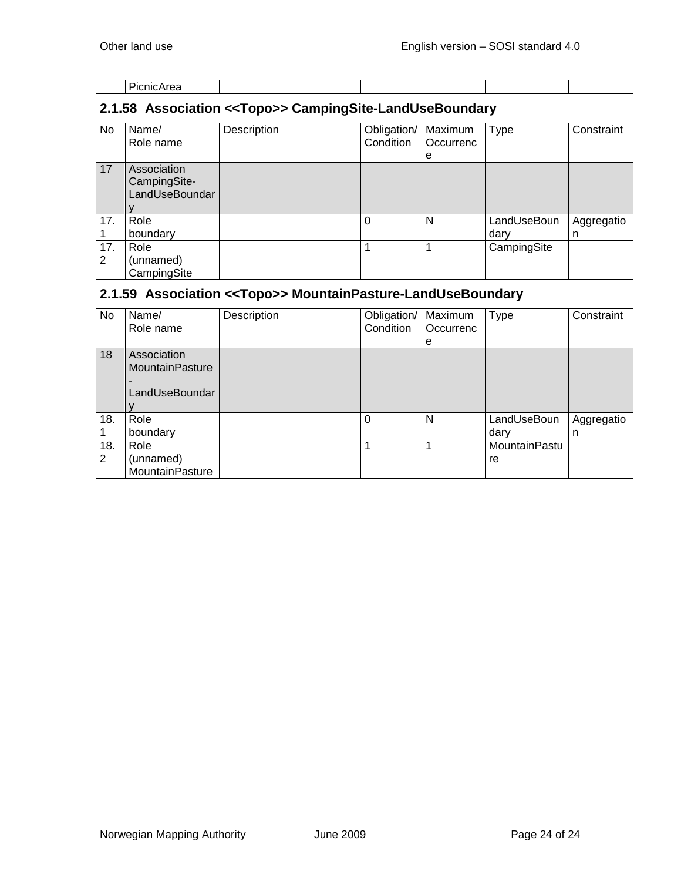| | | | | | | |
|---|---|---|---|---|---|---|
| | PicnicArea | | | | | |

### 2.1.58 Association <<Topo>> CampingSite-LandUseBoundary

| No | Name/ Role name | Description | Obligation/ Condition | Maximum Occurrence | Type | Constraint |
|---|---|---|---|---|---|---|
| 17 | Association CampingSite-LandUseBoundary | | | | | |
| 17.1 | Role boundary | | 0 | N | LandUseBoundary | Aggregation |
| 17.2 | Role (unnamed) CampingSite | | 1 | 1 | CampingSite | |

### 2.1.59 Association <<Topo>> MountainPasture-LandUseBoundary

| No | Name/ Role name | Description | Obligation/ Condition | Maximum Occurrence | Type | Constraint |
|---|---|---|---|---|---|---|
| 18 | Association MountainPasture-LandUseBoundary | | | | | |
| 18.1 | Role boundary | | 0 | N | LandUseBoundary | Aggregation |
| 18.2 | Role (unnamed) MountainPasture | | 1 | 1 | MountainPasture | |